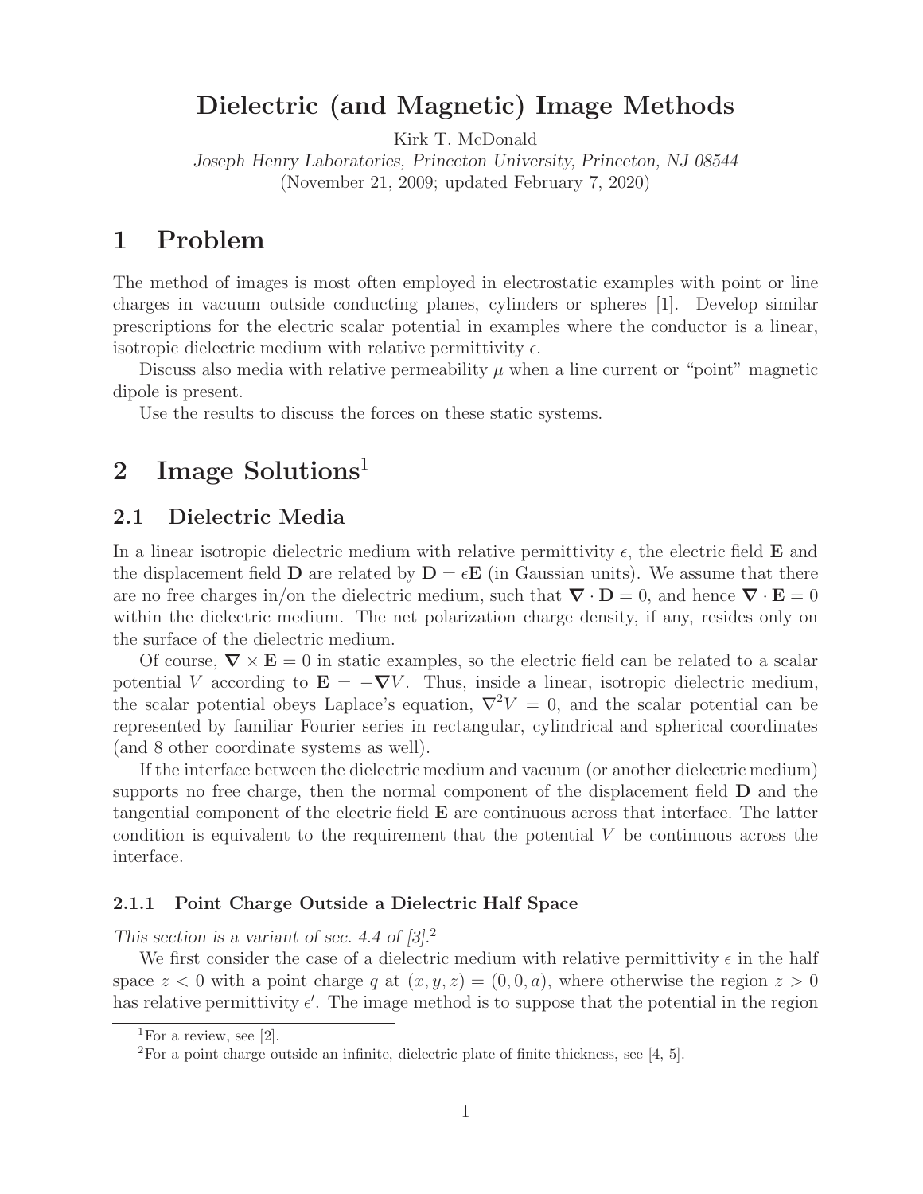# Dielectric (and Magnetic) Image Methods

Kirk T. McDonald

*Joseph Henry Laboratories, Princeton University, Princeton, NJ 08544*

(November 21, 2009; updated February 7, 2020)

## 1 Problem

The method of images is most often employed in electrostatic examples with point or line charges in vacuum outside conducting planes, cylinders or spheres [1]. Develop similar prescriptions for the electric scalar potential in examples where the conductor is a linear, isotropic dielectric medium with relative permittivity $\epsilon$.

Discuss also media with relative permeability $\mu$ when a line current or "point" magnetic dipole is present.

Use the results to discuss the forces on these static systems.

## 2 Image Solutions[1]

### 2.1 Dielectric Media

In a linear isotropic dielectric medium with relative permittivity $\epsilon$, the electric field $\mathbf{E}$ and the displacement field $\mathbf{D}$ are related by $\mathbf{D} = \epsilon\mathbf{E}$ (in Gaussian units). We assume that there are no free charges in/on the dielectric medium, such that $\nabla \cdot \mathbf{D} = 0$, and hence $\nabla \cdot \mathbf{E} = 0$ within the dielectric medium. The net polarization charge density, if any, resides only on the surface of the dielectric medium.

Of course, $\nabla \times \mathbf{E} = 0$ in static examples, so the electric field can be related to a scalar potential $V$ according to $\mathbf{E} = -\nabla V$. Thus, inside a linear, isotropic dielectric medium, the scalar potential obeys Laplace's equation, $\nabla^2 V = 0$, and the scalar potential can be represented by familiar Fourier series in rectangular, cylindrical and spherical coordinates (and 8 other coordinate systems as well).

If the interface between the dielectric medium and vacuum (or another dielectric medium) supports no free charge, then the normal component of the displacement field $\mathbf{D}$ and the tangential component of the electric field $\mathbf{E}$ are continuous across that interface. The latter condition is equivalent to the requirement that the potential $V$ be continuous across the interface.

#### 2.1.1 Point Charge Outside a Dielectric Half Space

*This section is a variant of sec. 4.4 of [3].*[2]

We first consider the case of a dielectric medium with relative permittivity $\epsilon$ in the half space $z < 0$ with a point charge $q$ at $(x, y, z) = (0, 0, a)$, where otherwise the region $z > 0$ has relative permittivity $\epsilon'$. The image method is to suppose that the potential in the region

[1] For a review, see [2].

[2] For a point charge outside an infinite, dielectric plate of finite thickness, see [4, 5].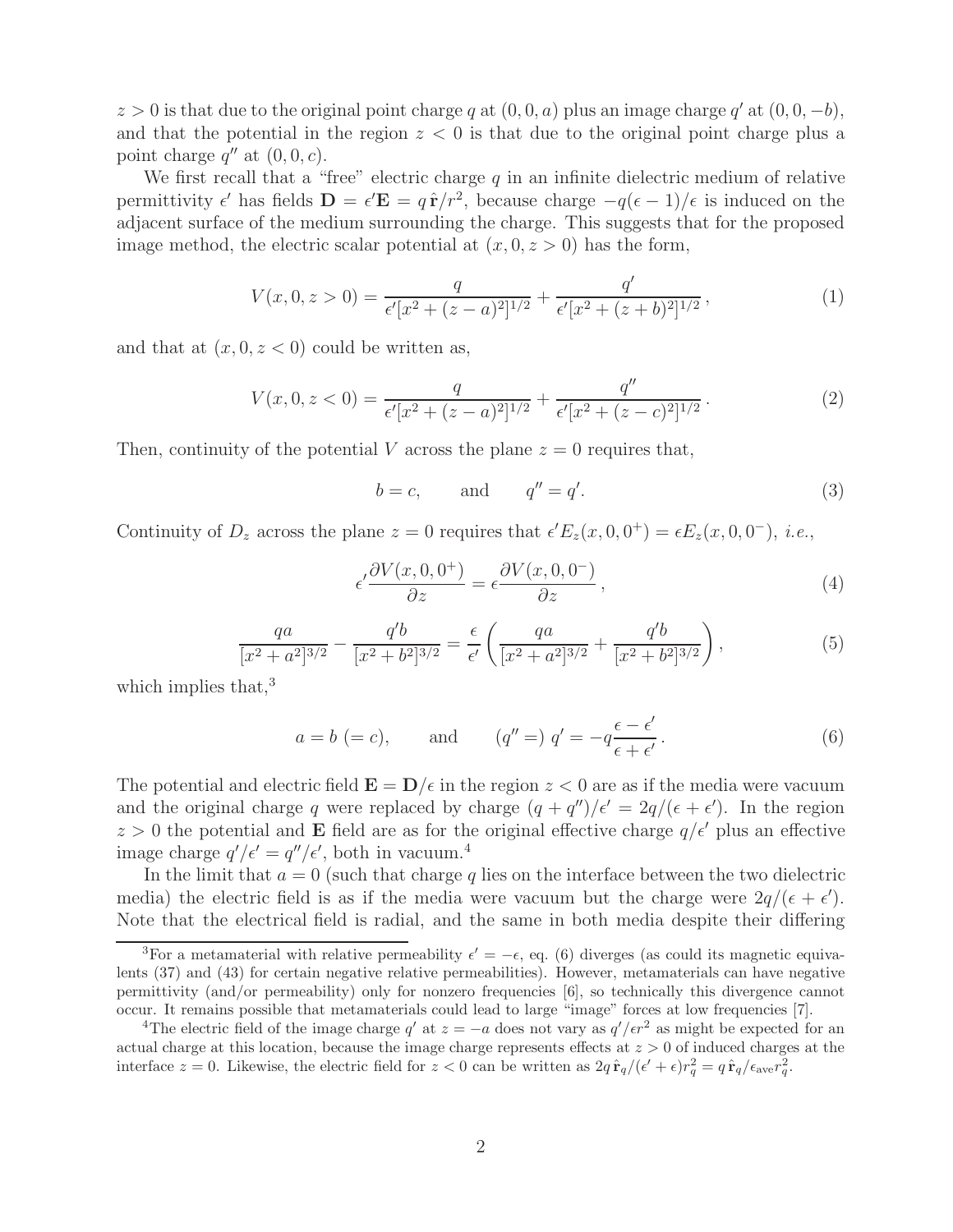$z > 0$ is that due to the original point charge $q$ at $(0, 0, a)$ plus an image charge $q'$ at $(0, 0, -b)$, and that the potential in the region $z < 0$ is that due to the original point charge plus a point charge $q''$ at $(0, 0, c)$.

We first recall that a "free" electric charge $q$ in an infinite dielectric medium of relative permittivity $\epsilon'$ has fields $\mathbf{D} = \epsilon'\mathbf{E} = q\,\hat{\mathbf{r}}/r^2$, because charge $-q(\epsilon - 1)/\epsilon$ is induced on the adjacent surface of the medium surrounding the charge. This suggests that for the proposed image method, the electric scalar potential at $(x, 0, z > 0)$ has the form,

$$V(x, 0, z > 0) = \frac{q}{\epsilon'[x^2 + (z - a)^2]^{1/2}} + \frac{q'}{\epsilon'[x^2 + (z + b)^2]^{1/2}}, \tag{1}$$

and that at $(x, 0, z < 0)$ could be written as,

$$V(x, 0, z < 0) = \frac{q}{\epsilon'[x^2 + (z - a)^2]^{1/2}} + \frac{q''}{\epsilon'[x^2 + (z - c)^2]^{1/2}}. \tag{2}$$

Then, continuity of the potential $V$ across the plane $z = 0$ requires that,

$$b = c, \qquad \text{and} \qquad q'' = q'. \tag{3}$$

Continuity of $D_z$ across the plane $z = 0$ requires that $\epsilon' E_z(x, 0, 0^+) = \epsilon E_z(x, 0, 0^-)$, *i.e.*,

$$\epsilon' \frac{\partial V(x, 0, 0^+)}{\partial z} = \epsilon \frac{\partial V(x, 0, 0^-)}{\partial z}, \tag{4}$$

$$\frac{qa}{[x^2 + a^2]^{3/2}} - \frac{q'b}{[x^2 + b^2]^{3/2}} = \frac{\epsilon}{\epsilon'}\left(\frac{qa}{[x^2 + a^2]^{3/2}} + \frac{q'b}{[x^2 + b^2]^{3/2}}\right), \tag{5}$$

which implies that,[3]

$$a = b\ (= c), \qquad \text{and} \qquad (q'' =)\ q' = -q\frac{\epsilon - \epsilon'}{\epsilon + \epsilon'}. \tag{6}$$

The potential and electric field $\mathbf{E} = \mathbf{D}/\epsilon$ in the region $z < 0$ are as if the media were vacuum and the original charge $q$ were replaced by charge $(q + q'')/\epsilon' = 2q/(\epsilon + \epsilon')$. In the region $z > 0$ the potential and $\mathbf{E}$ field are as for the original effective charge $q/\epsilon'$ plus an effective image charge $q'/\epsilon' = q''/\epsilon'$, both in vacuum.[4]

In the limit that $a = 0$ (such that charge $q$ lies on the interface between the two dielectric media) the electric field is as if the media were vacuum but the charge were $2q/(\epsilon + \epsilon')$. Note that the electrical field is radial, and the same in both media despite their differing

---

[3] For a metamaterial with relative permeability $\epsilon' = -\epsilon$, eq. (6) diverges (as could its magnetic equivalents (37) and (43) for certain negative relative permeabilities). However, metamaterials can have negative permittivity (and/or permeability) only for nonzero frequencies [6], so technically this divergence cannot occur. It remains possible that metamaterials could lead to large "image" forces at low frequencies [7].

[4] The electric field of the image charge $q'$ at $z = -a$ does not vary as $q'/\epsilon r^2$ as might be expected for an actual charge at this location, because the image charge represents effects at $z > 0$ of induced charges at the interface $z = 0$. Likewise, the electric field for $z < 0$ can be written as $2q\,\hat{\mathbf{r}}_q/(\epsilon' + \epsilon)r_q^2 = q\,\hat{\mathbf{r}}_q/\epsilon_{\text{ave}} r_q^2$.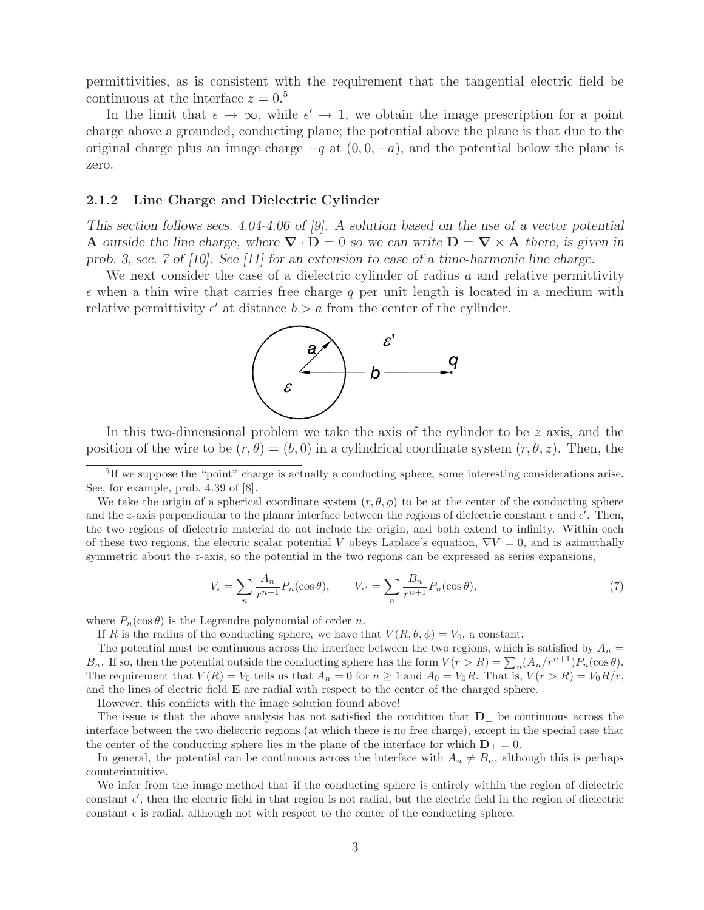permittivities, as is consistent with the requirement that the tangential electric field be continuous at the interface $z = 0$.[5]

In the limit that $\epsilon \to \infty$, while $\epsilon' \to 1$, we obtain the image prescription for a point charge above a grounded, conducting plane; the potential above the plane is that due to the original charge plus an image charge $-q$ at $(0, 0, -a)$, and the potential below the plane is zero.

### 2.1.2 Line Charge and Dielectric Cylinder

*This section follows secs. 4.04-4.06 of [9]. A solution based on the use of a vector potential* $\mathbf{A}$ *outside the line charge, where* $\nabla \cdot \mathbf{D} = 0$ *so we can write* $\mathbf{D} = \nabla \times \mathbf{A}$ *there, is given in prob. 3, sec. 7 of [10]. See [11] for an extension to case of a time-harmonic line charge.*

We next consider the case of a dielectric cylinder of radius $a$ and relative permittivity $\epsilon$ when a thin wire that carries free charge $q$ per unit length is located in a medium with relative permittivity $\epsilon'$ at distance $b > a$ from the center of the cylinder.

In this two-dimensional problem we take the axis of the cylinder to be $z$ axis, and the position of the wire to be $(r, \theta) = (b, 0)$ in a cylindrical coordinate system $(r, \theta, z)$. Then, the

---

[5] If we suppose the "point" charge is actually a conducting sphere, some interesting considerations arise. See, for example, prob. 4.39 of [8].

We take the origin of a spherical coordinate system $(r, \theta, \phi)$ to be at the center of the conducting sphere and the $z$-axis perpendicular to the planar interface between the regions of dielectric constant $\epsilon$ and $\epsilon'$. Then, the two regions of dielectric material do not include the origin, and both extend to infinity. Within each of these two regions, the electric scalar potential $V$ obeys Laplace's equation, $\nabla V = 0$, and is azimuthally symmetric about the $z$-axis, so the potential in the two regions can be expressed as series expansions,

$$V_\epsilon = \sum_n \frac{A_n}{r^{n+1}} P_n(\cos\theta), \qquad V_{\epsilon'} = \sum_n \frac{B_n}{r^{n+1}} P_n(\cos\theta), \tag{7}$$

where $P_n(\cos\theta)$ is the Legrendre polynomial of order $n$.

If $R$ is the radius of the conducting sphere, we have that $V(R, \theta, \phi) = V_0$, a constant.

The potential must be continuous across the interface between the two regions, which is satisfied by $A_n = B_n$. If so, then the potential outside the conducting sphere has the form $V(r > R) = \sum_n (A_n/r^{n+1}) P_n(\cos\theta)$. The requirement that $V(R) = V_0$ tells us that $A_n = 0$ for $n \geq 1$ and $A_0 = V_0 R$. That is, $V(r > R) = V_0 R/r$, and the lines of electric field $\mathbf{E}$ are radial with respect to the center of the charged sphere.

However, this conflicts with the image solution found above!

The issue is that the above analysis has not satisfied the condition that $\mathbf{D}_\perp$ be continuous across the interface between the two dielectric regions (at which there is no free charge), except in the special case that the center of the conducting sphere lies in the plane of the interface for which $\mathbf{D}_\perp = 0$.

In general, the potential can be continuous across the interface with $A_n \neq B_n$, although this is perhaps counterintuitive.

We infer from the image method that if the conducting sphere is entirely within the region of dielectric constant $\epsilon'$, then the electric field in that region is not radial, but the electric field in the region of dielectric constant $\epsilon$ is radial, although not with respect to the center of the conducting sphere.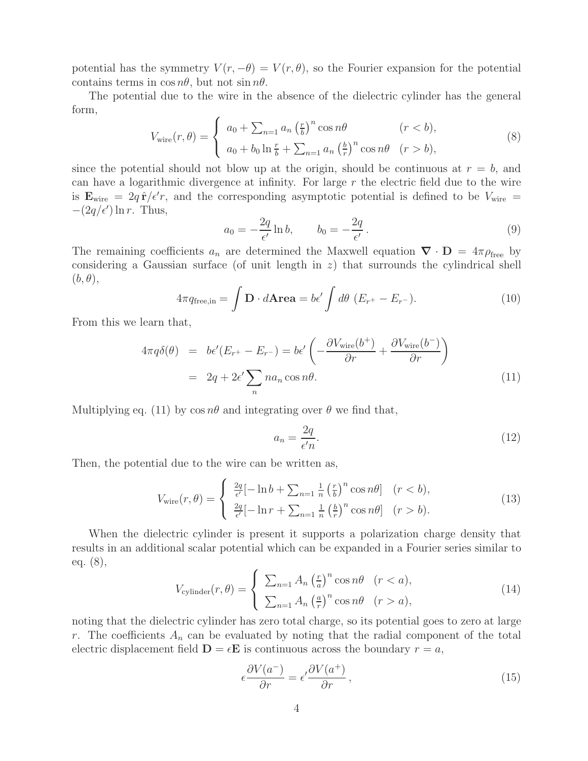potential has the symmetry $V(r, -\theta) = V(r, \theta)$, so the Fourier expansion for the potential contains terms in $\cos n\theta$, but not $\sin n\theta$.

The potential due to the wire in the absence of the dielectric cylinder has the general form,

$$V_{\rm wire}(r, \theta) = \left\{ \begin{array}{ll} a_0 + \sum_{n=1} a_n \left(\frac{r}{b}\right)^n \cos n\theta & (r < b), \\ a_0 + b_0 \ln \frac{r}{b} + \sum_{n=1} a_n \left(\frac{b}{r}\right)^n \cos n\theta & (r > b), \end{array} \right. \tag{8}$$

since the potential should not blow up at the origin, should be continuous at $r = b$, and can have a logarithmic divergence at infinity. For large $r$ the electric field due to the wire is $\mathbf{E}_{\rm wire} = 2q\,\hat{\mathbf{r}}/\epsilon' r$, and the corresponding asymptotic potential is defined to be $V_{\rm wire} = -(2q/\epsilon') \ln r$. Thus,

$$a_0 = -\frac{2q}{\epsilon'} \ln b, \qquad b_0 = -\frac{2q}{\epsilon'}\,. \tag{9}$$

The remaining coefficients $a_n$ are determined the Maxwell equation $\boldsymbol{\nabla} \cdot \mathbf{D} = 4\pi\rho_{\rm free}$ by considering a Gaussian surface (of unit length in $z$) that surrounds the cylindrical shell $(b, \theta)$,

$$4\pi q_{\rm free,in} = \int \mathbf{D} \cdot d\mathbf{Area} = b\epsilon' \int d\theta\ (E_{r^+} - E_{r^-}). \tag{10}$$

From this we learn that,

$$\begin{aligned} 4\pi q \delta(\theta) &= b\epsilon'(E_{r^+} - E_{r^-}) = b\epsilon' \left( -\frac{\partial V_{\rm wire}(b^+)}{\partial r} + \frac{\partial V_{\rm wire}(b^-)}{\partial r} \right) \\ &= 2q + 2\epsilon' \sum_n n a_n \cos n\theta. \end{aligned} \tag{11}$$

Multiplying eq. (11) by $\cos n\theta$ and integrating over $\theta$ we find that,

$$a_n = \frac{2q}{\epsilon' n}. \tag{12}$$

Then, the potential due to the wire can be written as,

$$V_{\rm wire}(r, \theta) = \left\{ \begin{array}{ll} \frac{2q}{\epsilon'}[-\ln b + \sum_{n=1} \frac{1}{n} \left(\frac{r}{b}\right)^n \cos n\theta] & (r < b), \\ \frac{2q}{\epsilon'}[-\ln r + \sum_{n=1} \frac{1}{n} \left(\frac{b}{r}\right)^n \cos n\theta] & (r > b). \end{array} \right. \tag{13}$$

When the dielectric cylinder is present it supports a polarization charge density that results in an additional scalar potential which can be expanded in a Fourier series similar to eq. (8),

$$V_{\rm cylinder}(r, \theta) = \left\{ \begin{array}{ll} \sum_{n=1} A_n \left(\frac{r}{a}\right)^n \cos n\theta & (r < a), \\ \sum_{n=1} A_n \left(\frac{a}{r}\right)^n \cos n\theta & (r > a), \end{array} \right. \tag{14}$$

noting that the dielectric cylinder has zero total charge, so its potential goes to zero at large $r$. The coefficients $A_n$ can be evaluated by noting that the radial component of the total electric displacement field $\mathbf{D} = \epsilon\mathbf{E}$ is continuous across the boundary $r = a$,

$$\epsilon \frac{\partial V(a^-)}{\partial r} = \epsilon' \frac{\partial V(a^+)}{\partial r}\,, \tag{15}$$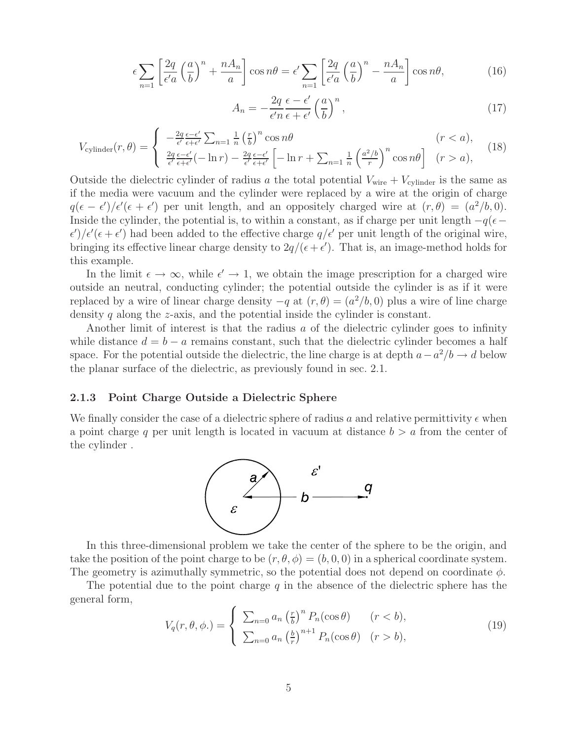$$\epsilon \sum_{n=1} \left[ \frac{2q}{\epsilon' a} \left( \frac{a}{b} \right)^n + \frac{n A_n}{a} \right] \cos n\theta = \epsilon' \sum_{n=1} \left[ \frac{2q}{\epsilon' a} \left( \frac{a}{b} \right)^n - \frac{n A_n}{a} \right] \cos n\theta, \tag{16}$$

$$A_n = -\frac{2q}{\epsilon' n} \frac{\epsilon - \epsilon'}{\epsilon + \epsilon'} \left( \frac{a}{b} \right)^n, \tag{17}$$

$$V_{\rm cylinder}(r, \theta) = \begin{cases} -\frac{2q}{\epsilon'} \frac{\epsilon - \epsilon'}{\epsilon + \epsilon'} \sum_{n=1} \frac{1}{n} \left( \frac{r}{b} \right)^n \cos n\theta & (r < a), \\ \frac{2q}{\epsilon'} \frac{\epsilon - \epsilon'}{\epsilon + \epsilon'} (-\ln r) - \frac{2q}{\epsilon'} \frac{\epsilon - \epsilon'}{\epsilon + \epsilon'} \left[ -\ln r + \sum_{n=1} \frac{1}{n} \left( \frac{a^2/b}{r} \right)^n \cos n\theta \right] & (r > a), \end{cases} \tag{18}$$

Outside the dielectric cylinder of radius $a$ the total potential $V_{\rm wire} + V_{\rm cylinder}$ is the same as if the media were vacuum and the cylinder were replaced by a wire at the origin of charge $q(\epsilon - \epsilon')/\epsilon'(\epsilon + \epsilon')$ per unit length, and an oppositely charged wire at $(r, \theta) = (a^2/b, 0)$. Inside the cylinder, the potential is, to within a constant, as if charge per unit length $-q(\epsilon - \epsilon')/\epsilon'(\epsilon + \epsilon')$ had been added to the effective charge $q/\epsilon'$ per unit length of the original wire, bringing its effective linear charge density to $2q/(\epsilon + \epsilon')$. That is, an image-method holds for this example.

In the limit $\epsilon \to \infty$, while $\epsilon' \to 1$, we obtain the image prescription for a charged wire outside an neutral, conducting cylinder; the potential outside the cylinder is as if it were replaced by a wire of linear charge density $-q$ at $(r, \theta) = (a^2/b, 0)$ plus a wire of line charge density $q$ along the $z$-axis, and the potential inside the cylinder is constant.

Another limit of interest is that the radius $a$ of the dielectric cylinder goes to infinity while distance $d = b - a$ remains constant, such that the dielectric cylinder becomes a half space. For the potential outside the dielectric, the line charge is at depth $a - a^2/b \to d$ below the planar surface of the dielectric, as previously found in sec. 2.1.

### 2.1.3 Point Charge Outside a Dielectric Sphere

We finally consider the case of a dielectric sphere of radius $a$ and relative permittivity $\epsilon$ when a point charge $q$ per unit length is located in vacuum at distance $b > a$ from the center of the cylinder .

In this three-dimensional problem we take the center of the sphere to be the origin, and take the position of the point charge to be $(r, \theta, \phi) = (b, 0, 0)$ in a spherical coordinate system. The geometry is azimuthally symmetric, so the potential does not depend on coordinate $\phi$.

The potential due to the point charge $q$ in the absence of the dielectric sphere has the general form,

$$V_q(r, \theta, \phi.) = \begin{cases} \sum_{n=0} a_n \left( \frac{r}{b} \right)^n P_n(\cos\theta) & (r < b), \\ \sum_{n=0} a_n \left( \frac{b}{r} \right)^{n+1} P_n(\cos\theta) & (r > b), \end{cases} \tag{19}$$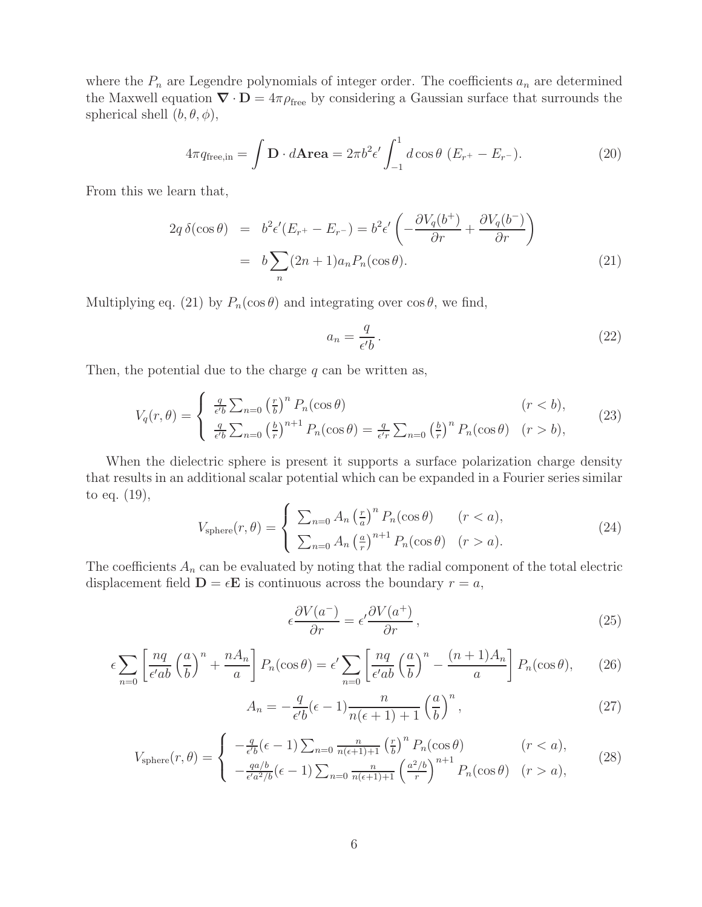where the $P_n$ are Legendre polynomials of integer order. The coefficients $a_n$ are determined the Maxwell equation $\boldsymbol{\nabla} \cdot \mathbf{D} = 4\pi\rho_{\text{free}}$ by considering a Gaussian surface that surrounds the spherical shell $(b, \theta, \phi)$,

$$4\pi q_{\text{free,in}} = \int \mathbf{D} \cdot d\mathbf{Area} = 2\pi b^2 \epsilon' \int_{-1}^{1} d\cos\theta \; (E_{r^+} - E_{r^-}). \tag{20}$$

From this we learn that,

$$\begin{aligned} 2q\,\delta(\cos\theta) &= b^2 \epsilon' (E_{r^+} - E_{r^-}) = b^2 \epsilon' \left( -\frac{\partial V_q(b^+)}{\partial r} + \frac{\partial V_q(b^-)}{\partial r} \right) \\ &= b \sum_n (2n+1) a_n P_n(\cos\theta). \end{aligned} \tag{21}$$

Multiplying eq. (21) by $P_n(\cos\theta)$ and integrating over $\cos\theta$, we find,

$$a_n = \frac{q}{\epsilon' b}\,. \tag{22}$$

Then, the potential due to the charge $q$ can be written as,

$$V_q(r, \theta) = \begin{cases} \frac{q}{\epsilon' b} \sum_{n=0} \left(\frac{r}{b}\right)^n P_n(\cos\theta) & (r < b), \\ \frac{q}{\epsilon' b} \sum_{n=0} \left(\frac{b}{r}\right)^{n+1} P_n(\cos\theta) = \frac{q}{\epsilon' r} \sum_{n=0} \left(\frac{b}{r}\right)^n P_n(\cos\theta) & (r > b), \end{cases} \tag{23}$$

When the dielectric sphere is present it supports a surface polarization charge density that results in an additional scalar potential which can be expanded in a Fourier series similar to eq. (19),

$$V_{\text{sphere}}(r, \theta) = \begin{cases} \sum_{n=0} A_n \left(\frac{r}{a}\right)^n P_n(\cos\theta) & (r < a), \\ \sum_{n=0} A_n \left(\frac{a}{r}\right)^{n+1} P_n(\cos\theta) & (r > a). \end{cases} \tag{24}$$

The coefficients $A_n$ can be evaluated by noting that the radial component of the total electric displacement field $\mathbf{D} = \epsilon\mathbf{E}$ is continuous across the boundary $r = a$,

$$\epsilon \frac{\partial V(a^-)}{\partial r} = \epsilon' \frac{\partial V(a^+)}{\partial r}\,, \tag{25}$$

$$\epsilon \sum_{n=0} \left[ \frac{nq}{\epsilon' ab} \left(\frac{a}{b}\right)^n + \frac{nA_n}{a} \right] P_n(\cos\theta) = \epsilon' \sum_{n=0} \left[ \frac{nq}{\epsilon' ab} \left(\frac{a}{b}\right)^n - \frac{(n+1)A_n}{a} \right] P_n(\cos\theta), \tag{26}$$

$$A_n = -\frac{q}{\epsilon' b} (\epsilon - 1) \frac{n}{n(\epsilon+1)+1} \left(\frac{a}{b}\right)^n, \tag{27}$$

$$V_{\text{sphere}}(r, \theta) = \begin{cases} -\frac{q}{\epsilon' b} (\epsilon - 1) \sum_{n=0} \frac{n}{n(\epsilon+1)+1} \left(\frac{r}{b}\right)^n P_n(\cos\theta) & (r < a), \\ -\frac{qa/b}{\epsilon' a^2/b} (\epsilon - 1) \sum_{n=0} \frac{n}{n(\epsilon+1)+1} \left(\frac{a^2/b}{r}\right)^{n+1} P_n(\cos\theta) & (r > a), \end{cases} \tag{28}$$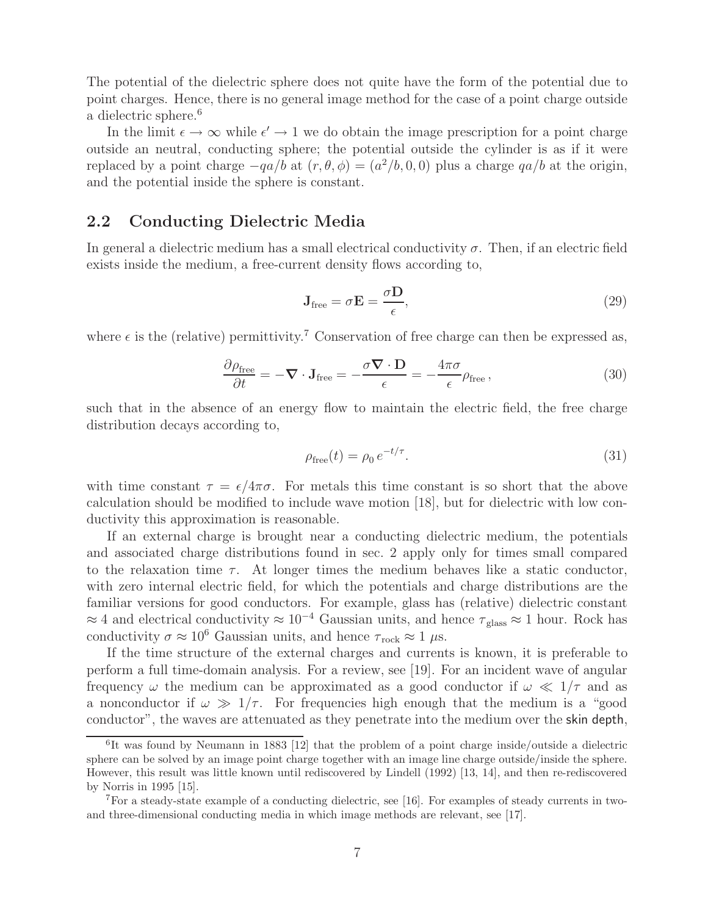The potential of the dielectric sphere does not quite have the form of the potential due to point charges. Hence, there is no general image method for the case of a point charge outside a dielectric sphere.[6]

In the limit $\epsilon \to \infty$ while $\epsilon' \to 1$ we do obtain the image prescription for a point charge outside an neutral, conducting sphere; the potential outside the cylinder is as if it were replaced by a point charge $-qa/b$ at $(r, \theta, \phi) = (a^2/b, 0, 0)$ plus a charge $qa/b$ at the origin, and the potential inside the sphere is constant.

## 2.2 Conducting Dielectric Media

In general a dielectric medium has a small electrical conductivity $\sigma$. Then, if an electric field exists inside the medium, a free-current density flows according to,

$$\mathbf{J}_{\text{free}} = \sigma \mathbf{E} = \frac{\sigma \mathbf{D}}{\epsilon}, \tag{29}$$

where $\epsilon$ is the (relative) permittivity.[7] Conservation of free charge can then be expressed as,

$$\frac{\partial \rho_{\text{free}}}{\partial t} = -\boldsymbol{\nabla} \cdot \mathbf{J}_{\text{free}} = -\frac{\sigma \boldsymbol{\nabla} \cdot \mathbf{D}}{\epsilon} = -\frac{4\pi\sigma}{\epsilon} \rho_{\text{free}}\,, \tag{30}$$

such that in the absence of an energy flow to maintain the electric field, the free charge distribution decays according to,

$$\rho_{\text{free}}(t) = \rho_0\, e^{-t/\tau}. \tag{31}$$

with time constant $\tau = \epsilon/4\pi\sigma$. For metals this time constant is so short that the above calculation should be modified to include wave motion [18], but for dielectric with low conductivity this approximation is reasonable.

If an external charge is brought near a conducting dielectric medium, the potentials and associated charge distributions found in sec. 2 apply only for times small compared to the relaxation time $\tau$. At longer times the medium behaves like a static conductor, with zero internal electric field, for which the potentials and charge distributions are the familiar versions for good conductors. For example, glass has (relative) dielectric constant $\approx 4$ and electrical conductivity $\approx 10^{-4}$ Gaussian units, and hence $\tau_{\text{glass}} \approx 1$ hour. Rock has conductivity $\sigma \approx 10^6$ Gaussian units, and hence $\tau_{\text{rock}} \approx 1$ $\mu$s.

If the time structure of the external charges and currents is known, it is preferable to perform a full time-domain analysis. For a review, see [19]. For an incident wave of angular frequency $\omega$ the medium can be approximated as a good conductor if $\omega \ll 1/\tau$ and as a nonconductor if $\omega \gg 1/\tau$. For frequencies high enough that the medium is a "good conductor", the waves are attenuated as they penetrate into the medium over the skin depth,

---

[6] It was found by Neumann in 1883 [12] that the problem of a point charge inside/outside a dielectric sphere can be solved by an image point charge together with an image line charge outside/inside the sphere. However, this result was little known until rediscovered by Lindell (1992) [13, 14], and then re-rediscovered by Norris in 1995 [15].

[7] For a steady-state example of a conducting dielectric, see [16]. For examples of steady currents in two- and three-dimensional conducting media in which image methods are relevant, see [17].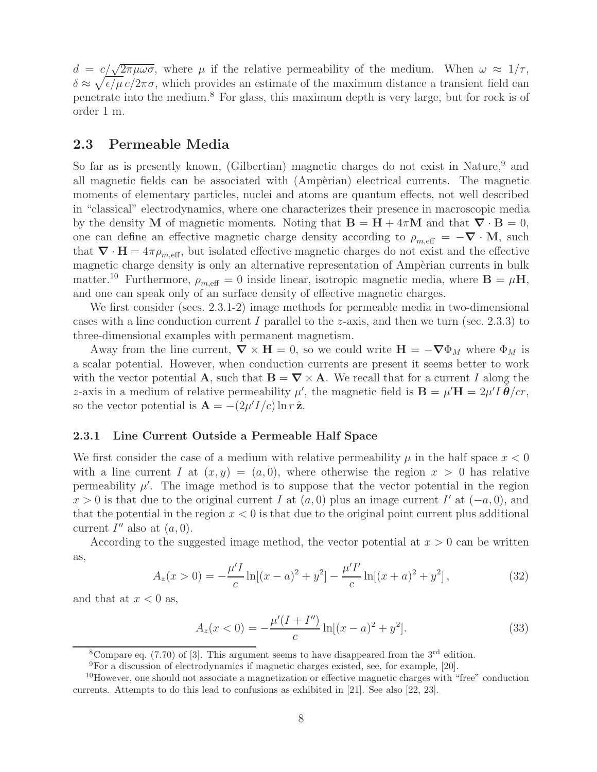$d = c/\sqrt{2\pi\mu\omega\sigma}$, where $\mu$ if the relative permeability of the medium. When $\omega \approx 1/\tau$, $\delta \approx \sqrt{\epsilon/\mu}\, c/2\pi\sigma$, which provides an estimate of the maximum distance a transient field can penetrate into the medium.[8] For glass, this maximum depth is very large, but for rock is of order 1 m.

## 2.3 Permeable Media

So far as is presently known, (Gilbertian) magnetic charges do not exist in Nature,[9] and all magnetic fields can be associated with (Ampèrian) electrical currents. The magnetic moments of elementary particles, nuclei and atoms are quantum effects, not well described in "classical" electrodynamics, where one characterizes their presence in macroscopic media by the density $\mathbf{M}$ of magnetic moments. Noting that $\mathbf{B} = \mathbf{H} + 4\pi\mathbf{M}$ and that $\boldsymbol{\nabla}\cdot\mathbf{B} = 0$, one can define an effective magnetic charge density according to $\rho_{m,\mathrm{eff}} = -\boldsymbol{\nabla}\cdot\mathbf{M}$, such that $\boldsymbol{\nabla}\cdot\mathbf{H} = 4\pi\rho_{m,\mathrm{eff}}$, but isolated effective magnetic charges do not exist and the effective magnetic charge density is only an alternative representation of Ampèrian currents in bulk matter.[10] Furthermore, $\rho_{m,\mathrm{eff}} = 0$ inside linear, isotropic magnetic media, where $\mathbf{B} = \mu\mathbf{H}$, and one can speak only of an surface density of effective magnetic charges.

We first consider (secs. 2.3.1-2) image methods for permeable media in two-dimensional cases with a line conduction current $I$ parallel to the $z$-axis, and then we turn (sec. 2.3.3) to three-dimensional examples with permanent magnetism.

Away from the line current, $\boldsymbol{\nabla}\times\mathbf{H} = 0$, so we could write $\mathbf{H} = -\boldsymbol{\nabla}\Phi_M$ where $\Phi_M$ is a scalar potential. However, when conduction currents are present it seems better to work with the vector potential $\mathbf{A}$, such that $\mathbf{B} = \boldsymbol{\nabla}\times\mathbf{A}$. We recall that for a current $I$ along the $z$-axis in a medium of relative permeability $\mu'$, the magnetic field is $\mathbf{B} = \mu'\mathbf{H} = 2\mu' I\,\hat{\boldsymbol{\theta}}/cr$, so the vector potential is $\mathbf{A} = -(2\mu' I/c)\ln r\,\hat{\mathbf{z}}$.

### 2.3.1 Line Current Outside a Permeable Half Space

We first consider the case of a medium with relative permeability $\mu$ in the half space $x < 0$ with a line current $I$ at $(x, y) = (a, 0)$, where otherwise the region $x > 0$ has relative permeability $\mu'$. The image method is to suppose that the vector potential in the region $x > 0$ is that due to the original current $I$ at $(a, 0)$ plus an image current $I'$ at $(-a, 0)$, and that the potential in the region $x < 0$ is that due to the original point current plus additional current $I''$ also at $(a, 0)$.

According to the suggested image method, the vector potential at $x > 0$ can be written as,

$$A_z(x > 0) = -\frac{\mu' I}{c}\ln[(x-a)^2 + y^2] - \frac{\mu' I'}{c}\ln[(x+a)^2 + y^2]\,, \tag{32}$$

and that at $x < 0$ as,

$$A_z(x < 0) = -\frac{\mu'(I + I'')}{c}\ln[(x-a)^2 + y^2]. \tag{33}$$

[8] Compare eq. (7.70) of [3]. This argument seems to have disappeared from the 3rd edition.

[9] For a discussion of electrodynamics if magnetic charges existed, see, for example, [20].

[10] However, one should not associate a magnetization or effective magnetic charges with "free" conduction currents. Attempts to do this lead to confusions as exhibited in [21]. See also [22, 23].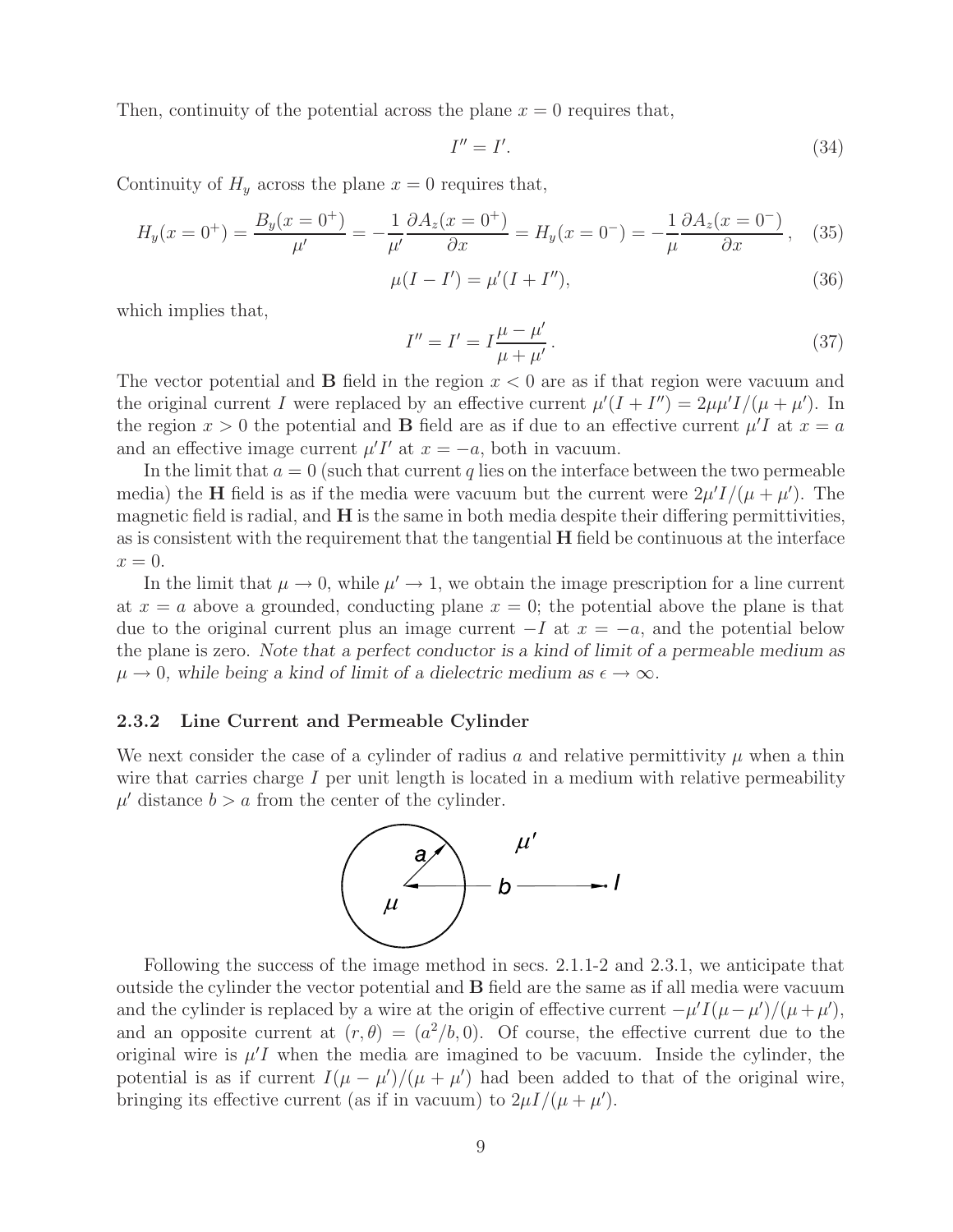Then, continuity of the potential across the plane $x = 0$ requires that,

$$I'' = I'. \tag{34}$$

Continuity of $H_y$ across the plane $x = 0$ requires that,

$$H_y(x = 0^+) = \frac{B_y(x = 0^+)}{\mu'} = -\frac{1}{\mu'}\frac{\partial A_z(x = 0^+)}{\partial x} = H_y(x = 0^-) = -\frac{1}{\mu}\frac{\partial A_z(x = 0^-)}{\partial x}, \tag{35}$$

$$\mu(I - I') = \mu'(I + I''), \tag{36}$$

which implies that,

$$I'' = I' = I\frac{\mu - \mu'}{\mu + \mu'}. \tag{37}$$

The vector potential and **B** field in the region $x < 0$ are as if that region were vacuum and the original current $I$ were replaced by an effective current $\mu'(I + I'') = 2\mu\mu' I/(\mu + \mu')$. In the region $x > 0$ the potential and **B** field are as if due to an effective current $\mu' I$ at $x = a$ and an effective image current $\mu' I'$ at $x = -a$, both in vacuum.

In the limit that $a = 0$ (such that current $q$ lies on the interface between the two permeable media) the **H** field is as if the media were vacuum but the current were $2\mu' I/(\mu + \mu')$. The magnetic field is radial, and **H** is the same in both media despite their differing permittivities, as is consistent with the requirement that the tangential **H** field be continuous at the interface $x = 0$.

In the limit that $\mu \to 0$, while $\mu' \to 1$, we obtain the image prescription for a line current at $x = a$ above a grounded, conducting plane $x = 0$; the potential above the plane is that due to the original current plus an image current $-I$ at $x = -a$, and the potential below the plane is zero. *Note that a perfect conductor is a kind of limit of a permeable medium as $\mu \to 0$, while being a kind of limit of a dielectric medium as $\epsilon \to \infty$.*

### 2.3.2 Line Current and Permeable Cylinder

We next consider the case of a cylinder of radius $a$ and relative permittivity $\mu$ when a thin wire that carries charge $I$ per unit length is located in a medium with relative permeability $\mu'$ distance $b > a$ from the center of the cylinder.

Following the success of the image method in secs. 2.1.1-2 and 2.3.1, we anticipate that outside the cylinder the vector potential and **B** field are the same as if all media were vacuum and the cylinder is replaced by a wire at the origin of effective current $-\mu' I(\mu - \mu')/(\mu + \mu')$, and an opposite current at $(r, \theta) = (a^2/b, 0)$. Of course, the effective current due to the original wire is $\mu' I$ when the media are imagined to be vacuum. Inside the cylinder, the potential is as if current $I(\mu - \mu')/(\mu + \mu')$ had been added to that of the original wire, bringing its effective current (as if in vacuum) to $2\mu I/(\mu + \mu')$.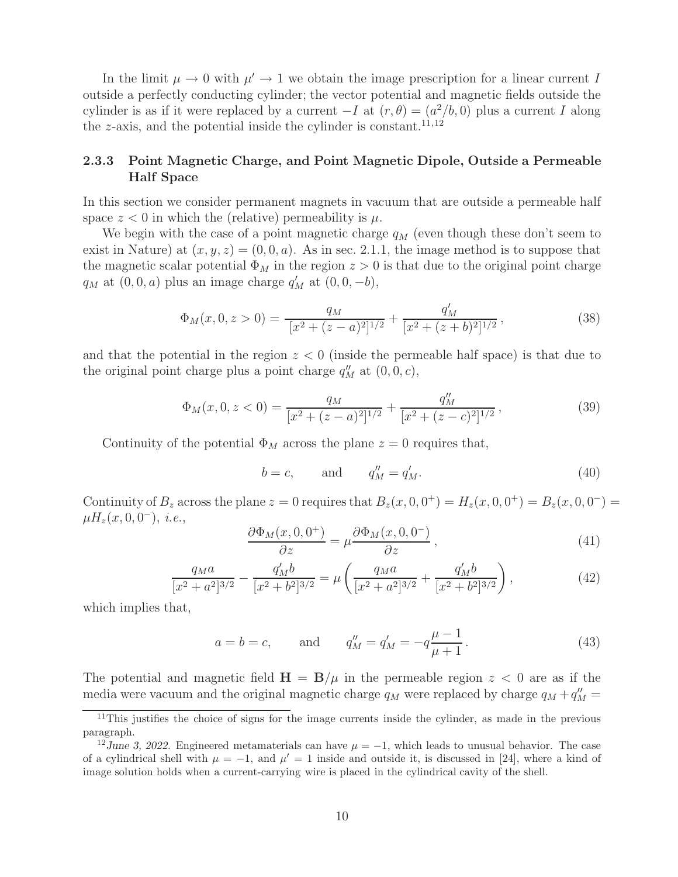In the limit $\mu \to 0$ with $\mu' \to 1$ we obtain the image prescription for a linear current $I$ outside a perfectly conducting cylinder; the vector potential and magnetic fields outside the cylinder is as if it were replaced by a current $-I$ at $(r, \theta) = (a^2/b, 0)$ plus a current $I$ along the $z$-axis, and the potential inside the cylinder is constant.[11,12]

### 2.3.3 Point Magnetic Charge, and Point Magnetic Dipole, Outside a Permeable Half Space

In this section we consider permanent magnets in vacuum that are outside a permeable half space $z < 0$ in which the (relative) permeability is $\mu$.

We begin with the case of a point magnetic charge $q_M$ (even though these don't seem to exist in Nature) at $(x, y, z) = (0, 0, a)$. As in sec. 2.1.1, the image method is to suppose that the magnetic scalar potential $\Phi_M$ in the region $z > 0$ is that due to the original point charge $q_M$ at $(0, 0, a)$ plus an image charge $q'_M$ at $(0, 0, -b)$,

$$
\Phi_M(x, 0, z > 0) = \frac{q_M}{[x^2 + (z - a)^2]^{1/2}} + \frac{q'_M}{[x^2 + (z + b)^2]^{1/2}}\,, \tag{38}
$$

and that the potential in the region $z < 0$ (inside the permeable half space) is that due to the original point charge plus a point charge $q''_M$ at $(0, 0, c)$,

$$
\Phi_M(x, 0, z < 0) = \frac{q_M}{[x^2 + (z - a)^2]^{1/2}} + \frac{q''_M}{[x^2 + (z - c)^2]^{1/2}}\,, \tag{39}
$$

Continuity of the potential $\Phi_M$ across the plane $z = 0$ requires that,

$$
b = c, \qquad \text{and} \qquad q''_M = q'_M. \tag{40}
$$

Continuity of $B_z$ across the plane $z = 0$ requires that $B_z(x, 0, 0^+) = H_z(x, 0, 0^+) = B_z(x, 0, 0^-) = \mu H_z(x, 0, 0^-)$, *i.e.*,

$$
\frac{\partial \Phi_M(x, 0, 0^+)}{\partial z} = \mu \frac{\partial \Phi_M(x, 0, 0^-)}{\partial z}\,, \tag{41}
$$

$$
\frac{q_M a}{[x^2 + a^2]^{3/2}} - \frac{q'_M b}{[x^2 + b^2]^{3/2}} = \mu \left( \frac{q_M a}{[x^2 + a^2]^{3/2}} + \frac{q'_M b}{[x^2 + b^2]^{3/2}} \right), \tag{42}
$$

which implies that,

$$
a = b = c, \qquad \text{and} \qquad q''_M = q'_M = -q\frac{\mu - 1}{\mu + 1}\,. \tag{43}
$$

The potential and magnetic field $\mathbf{H} = \mathbf{B}/\mu$ in the permeable region $z < 0$ are as if the media were vacuum and the original magnetic charge $q_M$ were replaced by charge $q_M + q''_M =$

---

[11] This justifies the choice of signs for the image currents inside the cylinder, as made in the previous paragraph.

[12] *June 3, 2022.* Engineered metamaterials can have $\mu = -1$, which leads to unusual behavior. The case of a cylindrical shell with $\mu = -1$, and $\mu' = 1$ inside and outside it, is discussed in [24], where a kind of image solution holds when a current-carrying wire is placed in the cylindrical cavity of the shell.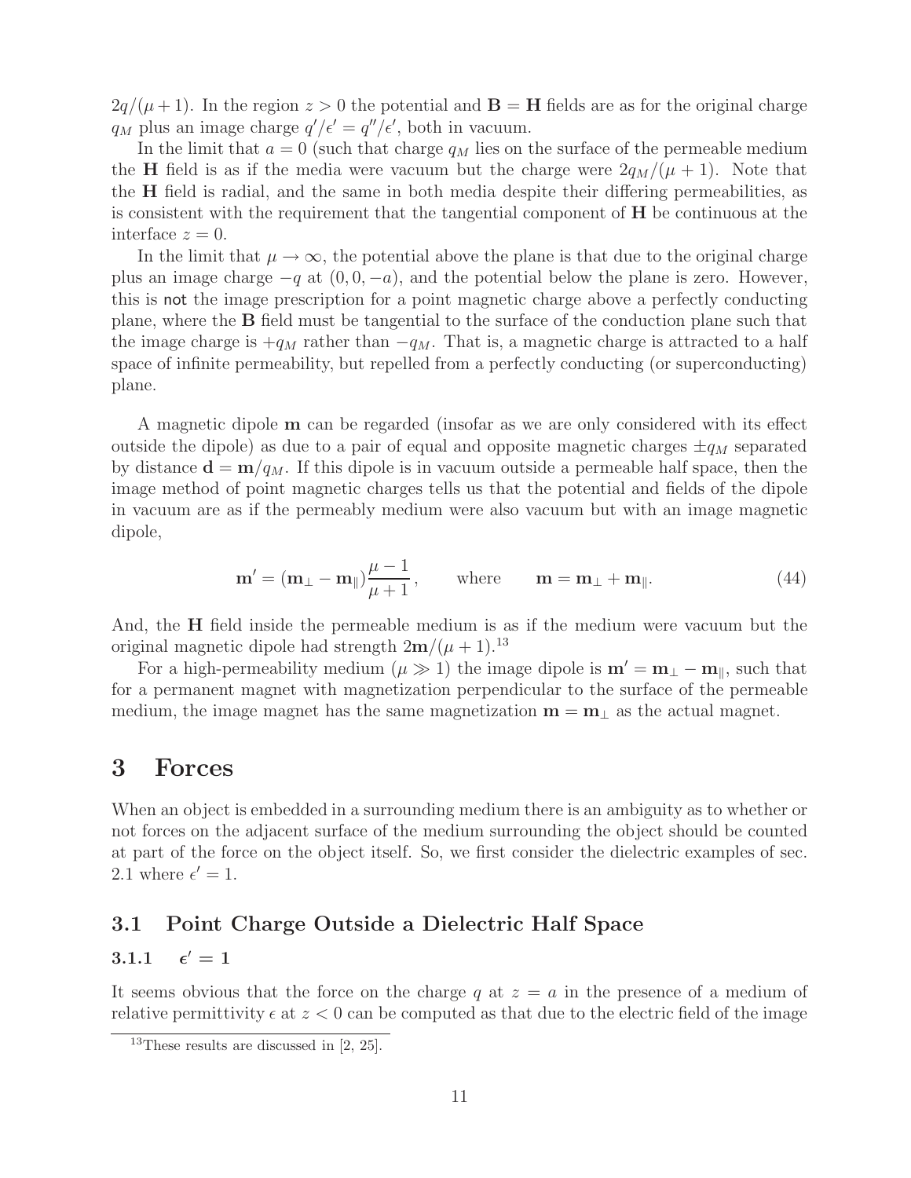$2q/(\mu + 1)$. In the region $z > 0$ the potential and $\mathbf{B} = \mathbf{H}$ fields are as for the original charge $q_M$ plus an image charge $q'/\epsilon' = q''/\epsilon'$, both in vacuum.

In the limit that $a = 0$ (such that charge $q_M$ lies on the surface of the permeable medium the $\mathbf{H}$ field is as if the media were vacuum but the charge were $2q_M/(\mu + 1)$. Note that the $\mathbf{H}$ field is radial, and the same in both media despite their differing permeabilities, as is consistent with the requirement that the tangential component of $\mathbf{H}$ be continuous at the interface $z = 0$.

In the limit that $\mu \to \infty$, the potential above the plane is that due to the original charge plus an image charge $-q$ at $(0, 0, -a)$, and the potential below the plane is zero. However, this is not the image prescription for a point magnetic charge above a perfectly conducting plane, where the $\mathbf{B}$ field must be tangential to the surface of the conduction plane such that the image charge is $+q_M$ rather than $-q_M$. That is, a magnetic charge is attracted to a half space of infinite permeability, but repelled from a perfectly conducting (or superconducting) plane.

A magnetic dipole $\mathbf{m}$ can be regarded (insofar as we are only considered with its effect outside the dipole) as due to a pair of equal and opposite magnetic charges $\pm q_M$ separated by distance $\mathbf{d} = \mathbf{m}/q_M$. If this dipole is in vacuum outside a permeable half space, then the image method of point magnetic charges tells us that the potential and fields of the dipole in vacuum are as if the permeably medium were also vacuum but with an image magnetic dipole,

$$\mathbf{m}' = (\mathbf{m}_\perp - \mathbf{m}_\parallel)\frac{\mu - 1}{\mu + 1}, \qquad \text{where} \qquad \mathbf{m} = \mathbf{m}_\perp + \mathbf{m}_\parallel. \tag{44}$$

And, the $\mathbf{H}$ field inside the permeable medium is as if the medium were vacuum but the original magnetic dipole had strength $2\mathbf{m}/(\mu + 1)$.[13]

For a high-permeability medium ($\mu \gg 1$) the image dipole is $\mathbf{m}' = \mathbf{m}_\perp - \mathbf{m}_\parallel$, such that for a permanent magnet with magnetization perpendicular to the surface of the permeable medium, the image magnet has the same magnetization $\mathbf{m} = \mathbf{m}_\perp$ as the actual magnet.

# 3 Forces

When an object is embedded in a surrounding medium there is an ambiguity as to whether or not forces on the adjacent surface of the medium surrounding the object should be counted at part of the force on the object itself. So, we first consider the dielectric examples of sec. 2.1 where $\epsilon' = 1$.

## 3.1 Point Charge Outside a Dielectric Half Space

### 3.1.1 $\epsilon' = 1$

It seems obvious that the force on the charge $q$ at $z = a$ in the presence of a medium of relative permittivity $\epsilon$ at $z < 0$ can be computed as that due to the electric field of the image

[13] These results are discussed in [2, 25].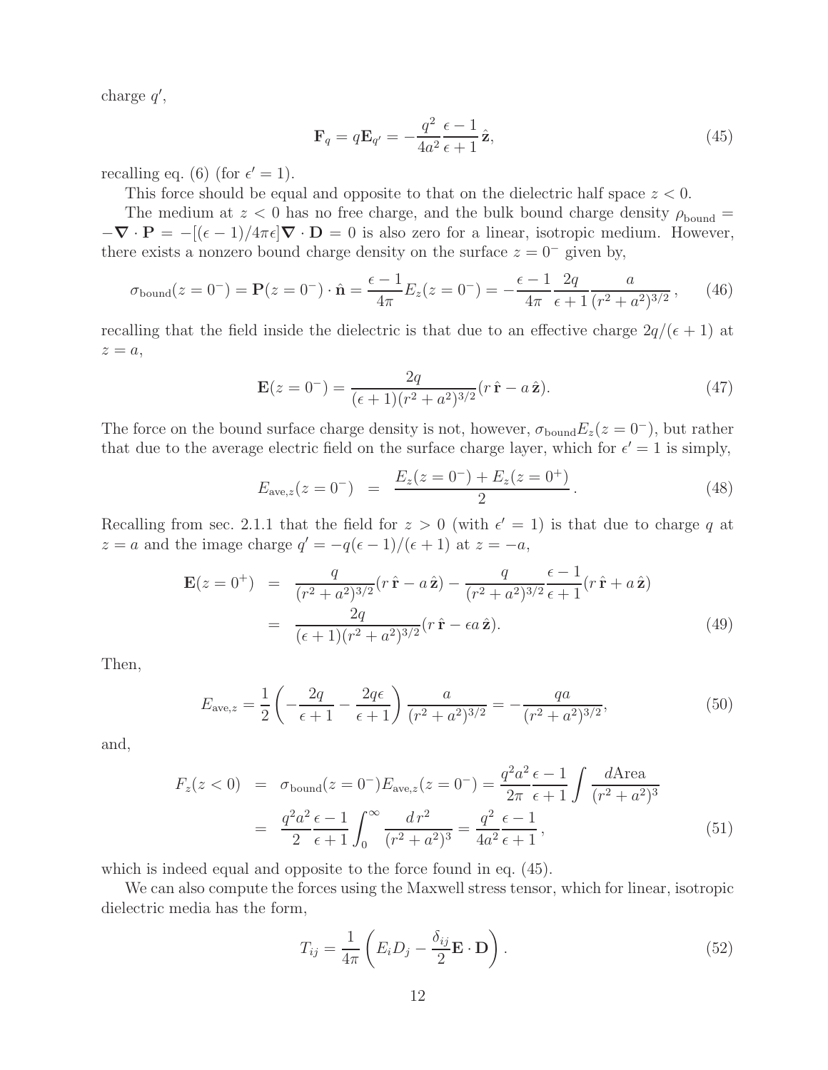charge $q'$,

$$\mathbf{F}_q = q\mathbf{E}_{q'} = -\frac{q^2}{4a^2}\frac{\epsilon - 1}{\epsilon + 1}\,\hat{\mathbf{z}}, \tag{45}$$

recalling eq. (6) (for $\epsilon' = 1$).

This force should be equal and opposite to that on the dielectric half space $z < 0$.

The medium at $z < 0$ has no free charge, and the bulk bound charge density $\rho_{\rm bound} = -\boldsymbol{\nabla}\cdot\mathbf{P} = -[(\epsilon - 1)/4\pi\epsilon]\boldsymbol{\nabla}\cdot\mathbf{D} = 0$ is also zero for a linear, isotropic medium. However, there exists a nonzero bound charge density on the surface $z = 0^-$ given by,

$$\sigma_{\rm bound}(z = 0^-) = \mathbf{P}(z = 0^-)\cdot\hat{\mathbf{n}} = \frac{\epsilon - 1}{4\pi}E_z(z = 0^-) = -\frac{\epsilon - 1}{4\pi}\frac{2q}{\epsilon + 1}\frac{a}{(r^2 + a^2)^{3/2}}\,, \tag{46}$$

recalling that the field inside the dielectric is that due to an effective charge $2q/(\epsilon + 1)$ at $z = a$,

$$\mathbf{E}(z = 0^-) = \frac{2q}{(\epsilon + 1)(r^2 + a^2)^{3/2}}(r\,\hat{\mathbf{r}} - a\,\hat{\mathbf{z}}). \tag{47}$$

The force on the bound surface charge density is not, however, $\sigma_{\rm bound}E_z(z = 0^-)$, but rather that due to the average electric field on the surface charge layer, which for $\epsilon' = 1$ is simply,

$$E_{{\rm ave},z}(z = 0^-) \;\;=\;\; \frac{E_z(z = 0^-) + E_z(z = 0^+)}{2}\,. \tag{48}$$

Recalling from sec. 2.1.1 that the field for $z > 0$ (with $\epsilon' = 1$) is that due to charge $q$ at $z = a$ and the image charge $q' = -q(\epsilon - 1)/(\epsilon + 1)$ at $z = -a$,

$$\begin{aligned}\mathbf{E}(z = 0^+) &= \frac{q}{(r^2 + a^2)^{3/2}}(r\,\hat{\mathbf{r}} - a\,\hat{\mathbf{z}}) - \frac{q}{(r^2 + a^2)^{3/2}}\frac{\epsilon - 1}{\epsilon + 1}(r\,\hat{\mathbf{r}} + a\,\hat{\mathbf{z}}) \\ &= \frac{2q}{(\epsilon + 1)(r^2 + a^2)^{3/2}}(r\,\hat{\mathbf{r}} - \epsilon a\,\hat{\mathbf{z}}).\end{aligned} \tag{49}$$

Then,

$$E_{{\rm ave},z} = \frac{1}{2}\left(-\frac{2q}{\epsilon + 1} - \frac{2q\epsilon}{\epsilon + 1}\right)\frac{a}{(r^2 + a^2)^{3/2}} = -\frac{qa}{(r^2 + a^2)^{3/2}}, \tag{50}$$

and,

$$\begin{aligned}F_z(z < 0) &= \sigma_{\rm bound}(z = 0^-)E_{{\rm ave},z}(z = 0^-) = \frac{q^2a^2}{2\pi}\frac{\epsilon - 1}{\epsilon + 1}\int\frac{d{\rm Area}}{(r^2 + a^2)^3} \\ &= \frac{q^2a^2}{2}\frac{\epsilon - 1}{\epsilon + 1}\int_0^\infty\frac{d\,r^2}{(r^2 + a^2)^3} = \frac{q^2}{4a^2}\frac{\epsilon - 1}{\epsilon + 1}\,,\end{aligned} \tag{51}$$

which is indeed equal and opposite to the force found in eq. (45).

We can also compute the forces using the Maxwell stress tensor, which for linear, isotropic dielectric media has the form,

$$T_{ij} = \frac{1}{4\pi}\left(E_iD_j - \frac{\delta_{ij}}{2}\mathbf{E}\cdot\mathbf{D}\right). \tag{52}$$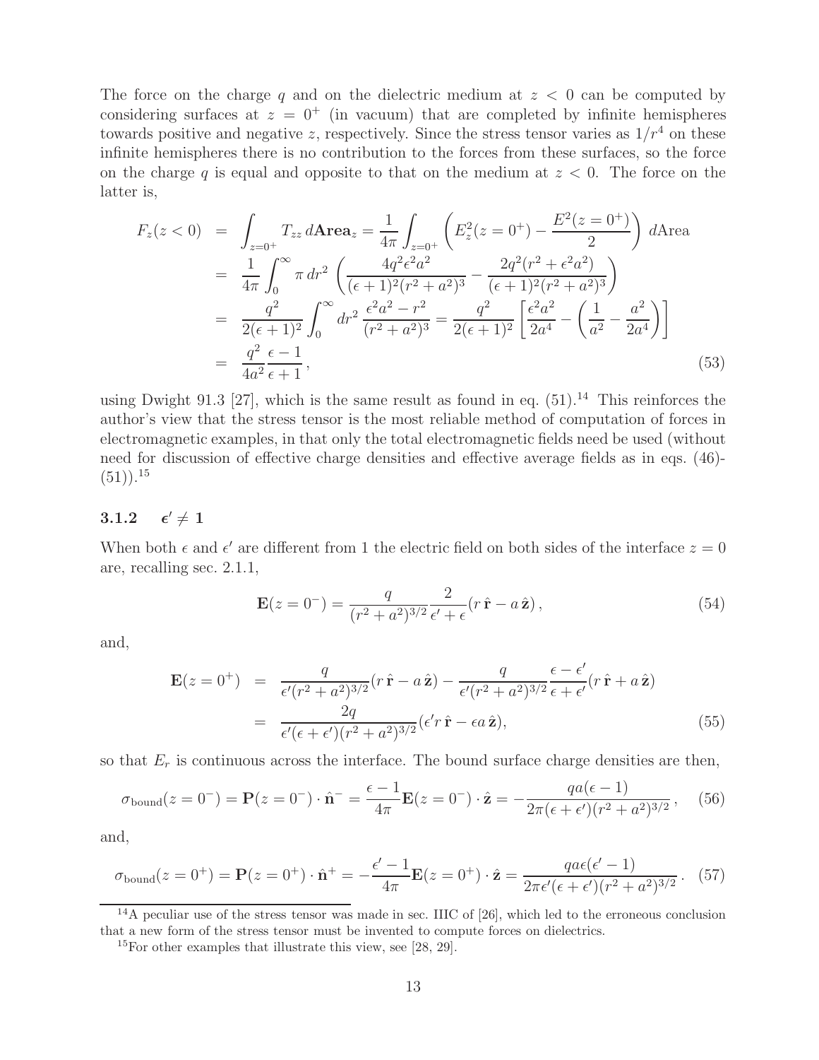The force on the charge $q$ and on the dielectric medium at $z < 0$ can be computed by considering surfaces at $z = 0^+$ (in vacuum) that are completed by infinite hemispheres towards positive and negative $z$, respectively. Since the stress tensor varies as $1/r^4$ on these infinite hemispheres there is no contribution to the forces from these surfaces, so the force on the charge $q$ is equal and opposite to that on the medium at $z < 0$. The force on the latter is,

$$
\begin{aligned}
F_z(z<0) &= \int_{z=0^+} T_{zz}\, d\mathbf{Area}_z = \frac{1}{4\pi}\int_{z=0^+}\left(E_z^2(z=0^+) - \frac{E^2(z=0^+)}{2}\right) d\text{Area} \\
&= \frac{1}{4\pi}\int_0^\infty \pi\, dr^2 \left(\frac{4q^2\epsilon^2 a^2}{(\epsilon+1)^2(r^2+a^2)^3} - \frac{2q^2(r^2+\epsilon^2 a^2)}{(\epsilon+1)^2(r^2+a^2)^3}\right) \\
&= \frac{q^2}{2(\epsilon+1)^2}\int_0^\infty dr^2\, \frac{\epsilon^2 a^2 - r^2}{(r^2+a^2)^3} = \frac{q^2}{2(\epsilon+1)^2}\left[\frac{\epsilon^2 a^2}{2a^4} - \left(\frac{1}{a^2} - \frac{a^2}{2a^4}\right)\right] \\
&= \frac{q^2}{4a^2}\frac{\epsilon-1}{\epsilon+1}, \qquad (53)
\end{aligned}
$$

using Dwight 91.3 [27], which is the same result as found in eq. (51).[14] This reinforces the author's view that the stress tensor is the most reliable method of computation of forces in electromagnetic examples, in that only the total electromagnetic fields need be used (without need for discussion of effective charge densities and effective average fields as in eqs. (46)-(51)).[15]

### 3.1.2 $\epsilon' \neq 1$

When both $\epsilon$ and $\epsilon'$ are different from 1 the electric field on both sides of the interface $z = 0$ are, recalling sec. 2.1.1,

$$
\mathbf{E}(z=0^-) = \frac{q}{(r^2+a^2)^{3/2}}\frac{2}{\epsilon'+\epsilon}(r\,\hat{\mathbf{r}} - a\,\hat{\mathbf{z}}), \qquad (54)
$$

and,

$$
\begin{aligned}
\mathbf{E}(z=0^+) &= \frac{q}{\epsilon'(r^2+a^2)^{3/2}}(r\,\hat{\mathbf{r}} - a\,\hat{\mathbf{z}}) - \frac{q}{\epsilon'(r^2+a^2)^{3/2}}\frac{\epsilon-\epsilon'}{\epsilon+\epsilon'}(r\,\hat{\mathbf{r}} + a\,\hat{\mathbf{z}}) \\
&= \frac{2q}{\epsilon'(\epsilon+\epsilon')(r^2+a^2)^{3/2}}(\epsilon' r\,\hat{\mathbf{r}} - \epsilon a\,\hat{\mathbf{z}}), \qquad (55)
\end{aligned}
$$

so that $E_r$ is continuous across the interface. The bound surface charge densities are then,

$$
\sigma_{\text{bound}}(z=0^-) = \mathbf{P}(z=0^-)\cdot\hat{\mathbf{n}}^- = \frac{\epsilon-1}{4\pi}\mathbf{E}(z=0^-)\cdot\hat{\mathbf{z}} = -\frac{qa(\epsilon-1)}{2\pi(\epsilon+\epsilon')(r^2+a^2)^{3/2}}, \qquad (56)
$$

and,

$$
\sigma_{\text{bound}}(z=0^+) = \mathbf{P}(z=0^+)\cdot\hat{\mathbf{n}}^+ = -\frac{\epsilon'-1}{4\pi}\mathbf{E}(z=0^+)\cdot\hat{\mathbf{z}} = \frac{qa\epsilon(\epsilon'-1)}{2\pi\epsilon'(\epsilon+\epsilon')(r^2+a^2)^{3/2}}. \qquad (57)
$$

[14] A peculiar use of the stress tensor was made in sec. IIIC of [26], which led to the erroneous conclusion that a new form of the stress tensor must be invented to compute forces on dielectrics.

[15] For other examples that illustrate this view, see [28, 29].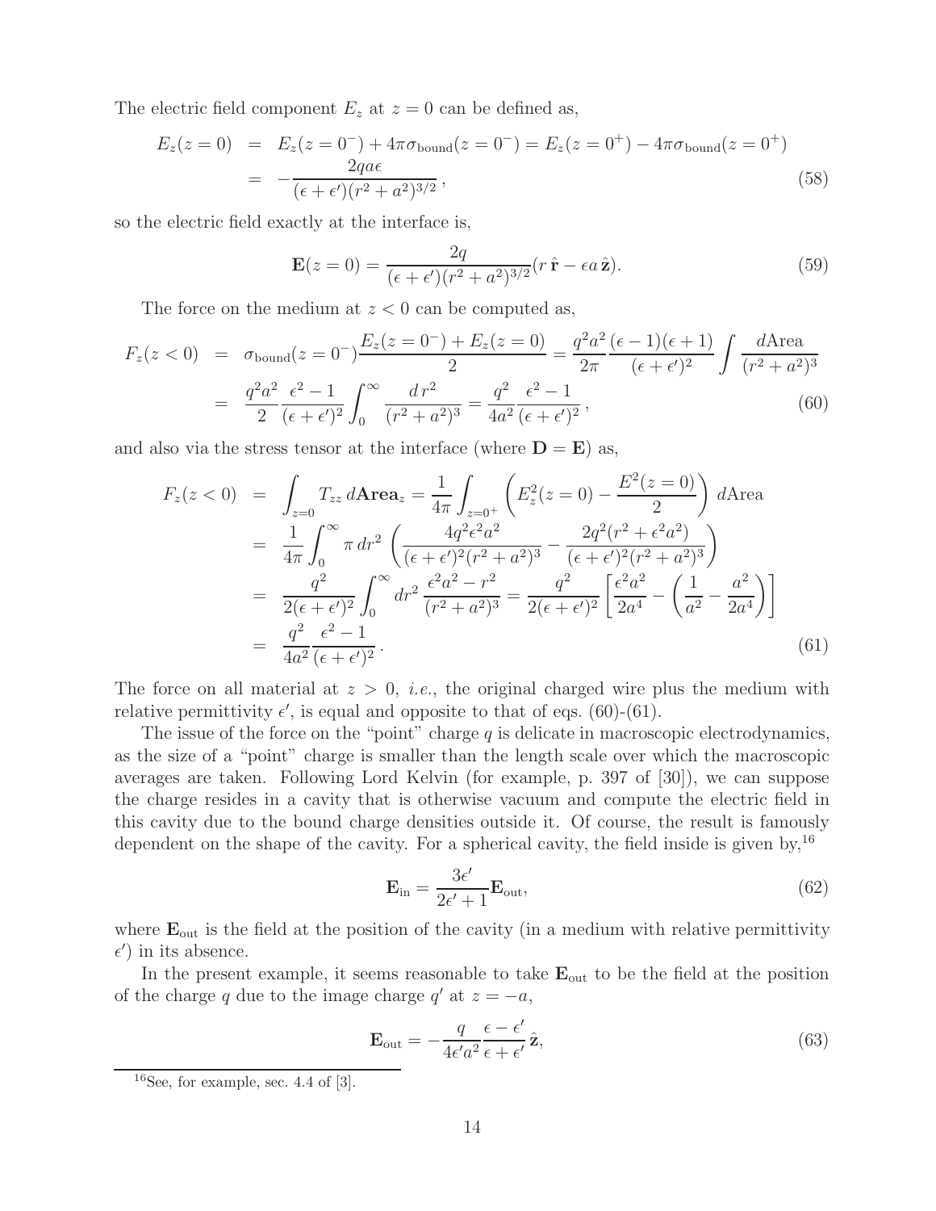The electric field component $E_z$ at $z = 0$ can be defined as,

$$
\begin{aligned}
E_z(z=0) &= E_z(z=0^-) + 4\pi\sigma_{\rm bound}(z=0^-) = E_z(z=0^+) - 4\pi\sigma_{\rm bound}(z=0^+) \\
&= -\frac{2qa\epsilon}{(\epsilon+\epsilon')(r^2+a^2)^{3/2}}\,,
\end{aligned}
\tag{58}
$$

so the electric field exactly at the interface is,

$$
\mathbf{E}(z=0) = \frac{2q}{(\epsilon+\epsilon')(r^2+a^2)^{3/2}}(r\,\hat{\mathbf{r}} - \epsilon a\,\hat{\mathbf{z}}). \tag{59}
$$

The force on the medium at $z < 0$ can be computed as,

$$
\begin{aligned}
F_z(z<0) &= \sigma_{\rm bound}(z=0^-)\frac{E_z(z=0^-)+E_z(z=0)}{2} = \frac{q^2a^2}{2\pi}\frac{(\epsilon-1)(\epsilon+1)}{(\epsilon+\epsilon')^2}\int\frac{d\text{Area}}{(r^2+a^2)^3} \\
&= \frac{q^2a^2}{2}\frac{\epsilon^2-1}{(\epsilon+\epsilon')^2}\int_0^\infty \frac{d\,r^2}{(r^2+a^2)^3} = \frac{q^2}{4a^2}\frac{\epsilon^2-1}{(\epsilon+\epsilon')^2}\,,
\end{aligned}
\tag{60}
$$

and also via the stress tensor at the interface (where $\mathbf{D} = \mathbf{E}$) as,

$$
\begin{aligned}
F_z(z<0) &= \int_{z=0} T_{zz}\,d\mathbf{Area}_z = \frac{1}{4\pi}\int_{z=0^+}\left(E_z^2(z=0) - \frac{E^2(z=0)}{2}\right)d\text{Area} \\
&= \frac{1}{4\pi}\int_0^\infty \pi\,dr^2\left(\frac{4q^2\epsilon^2a^2}{(\epsilon+\epsilon')^2(r^2+a^2)^3} - \frac{2q^2(r^2+\epsilon^2a^2)}{(\epsilon+\epsilon')^2(r^2+a^2)^3}\right) \\
&= \frac{q^2}{2(\epsilon+\epsilon')^2}\int_0^\infty dr^2\,\frac{\epsilon^2a^2-r^2}{(r^2+a^2)^3} = \frac{q^2}{2(\epsilon+\epsilon')^2}\left[\frac{\epsilon^2a^2}{2a^4} - \left(\frac{1}{a^2} - \frac{a^2}{2a^4}\right)\right] \\
&= \frac{q^2}{4a^2}\frac{\epsilon^2-1}{(\epsilon+\epsilon')^2}\,.
\end{aligned}
\tag{61}
$$

The force on all material at $z > 0$, *i.e.*, the original charged wire plus the medium with relative permittivity $\epsilon'$, is equal and opposite to that of eqs. (60)-(61).

The issue of the force on the "point" charge $q$ is delicate in macroscopic electrodynamics, as the size of a "point" charge is smaller than the length scale over which the macroscopic averages are taken. Following Lord Kelvin (for example, p. 397 of [30]), we can suppose the charge resides in a cavity that is otherwise vacuum and compute the electric field in this cavity due to the bound charge densities outside it. Of course, the result is famously dependent on the shape of the cavity. For a spherical cavity, the field inside is given by,[16]

$$
\mathbf{E}_{\rm in} = \frac{3\epsilon'}{2\epsilon'+1}\mathbf{E}_{\rm out}, \tag{62}
$$

where $\mathbf{E}_{\rm out}$ is the field at the position of the cavity (in a medium with relative permittivity $\epsilon'$) in its absence.

In the present example, it seems reasonable to take $\mathbf{E}_{\rm out}$ to be the field at the position of the charge $q$ due to the image charge $q'$ at $z = -a$,

$$
\mathbf{E}_{\rm out} = -\frac{q}{4\epsilon'a^2}\frac{\epsilon-\epsilon'}{\epsilon+\epsilon'}\,\hat{\mathbf{z}}, \tag{63}
$$

[16] See, for example, sec. 4.4 of [3].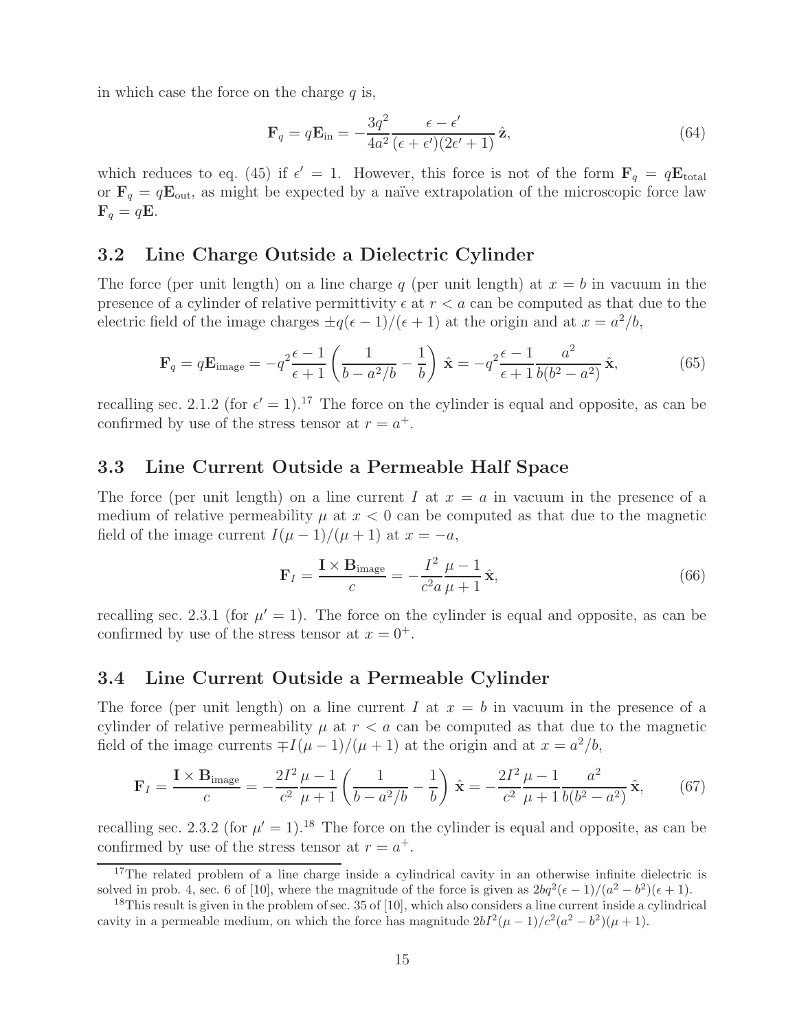in which case the force on the charge $q$ is,

$$\mathbf{F}_q = q\mathbf{E}_{\rm in} = -\frac{3q^2}{4a^2}\frac{\epsilon - \epsilon'}{(\epsilon + \epsilon')(2\epsilon' + 1)}\,\hat{\mathbf{z}}, \tag{64}$$

which reduces to eq. (45) if $\epsilon' = 1$. However, this force is not of the form $\mathbf{F}_q = q\mathbf{E}_{\rm total}$ or $\mathbf{F}_q = q\mathbf{E}_{\rm out}$, as might be expected by a naïve extrapolation of the microscopic force law $\mathbf{F}_q = q\mathbf{E}$.

## 3.2 Line Charge Outside a Dielectric Cylinder

The force (per unit length) on a line charge $q$ (per unit length) at $x = b$ in vacuum in the presence of a cylinder of relative permittivity $\epsilon$ at $r < a$ can be computed as that due to the electric field of the image charges $\pm q(\epsilon - 1)/(\epsilon + 1)$ at the origin and at $x = a^2/b$,

$$\mathbf{F}_q = q\mathbf{E}_{\rm image} = -q^2\frac{\epsilon - 1}{\epsilon + 1}\left(\frac{1}{b - a^2/b} - \frac{1}{b}\right)\hat{\mathbf{x}} = -q^2\frac{\epsilon - 1}{\epsilon + 1}\frac{a^2}{b(b^2 - a^2)}\,\hat{\mathbf{x}}, \tag{65}$$

recalling sec. 2.1.2 (for $\epsilon' = 1$).[17] The force on the cylinder is equal and opposite, as can be confirmed by use of the stress tensor at $r = a^+$.

## 3.3 Line Current Outside a Permeable Half Space

The force (per unit length) on a line current $I$ at $x = a$ in vacuum in the presence of a medium of relative permeability $\mu$ at $x < 0$ can be computed as that due to the magnetic field of the image current $I(\mu - 1)/(\mu + 1)$ at $x = -a$,

$$\mathbf{F}_I = \frac{\mathbf{I}\times\mathbf{B}_{\rm image}}{c} = -\frac{I^2}{c^2 a}\frac{\mu - 1}{\mu + 1}\,\hat{\mathbf{x}}, \tag{66}$$

recalling sec. 2.3.1 (for $\mu' = 1$). The force on the cylinder is equal and opposite, as can be confirmed by use of the stress tensor at $x = 0^+$.

## 3.4 Line Current Outside a Permeable Cylinder

The force (per unit length) on a line current $I$ at $x = b$ in vacuum in the presence of a cylinder of relative permeability $\mu$ at $r < a$ can be computed as that due to the magnetic field of the image currents $\mp I(\mu - 1)/(\mu + 1)$ at the origin and at $x = a^2/b$,

$$\mathbf{F}_I = \frac{\mathbf{I}\times\mathbf{B}_{\rm image}}{c} = -\frac{2I^2}{c^2}\frac{\mu - 1}{\mu + 1}\left(\frac{1}{b - a^2/b} - \frac{1}{b}\right)\hat{\mathbf{x}} = -\frac{2I^2}{c^2}\frac{\mu - 1}{\mu + 1}\frac{a^2}{b(b^2 - a^2)}\,\hat{\mathbf{x}}, \tag{67}$$

recalling sec. 2.3.2 (for $\mu' = 1$).[18] The force on the cylinder is equal and opposite, as can be confirmed by use of the stress tensor at $r = a^+$.

---

[17] The related problem of a line charge inside a cylindrical cavity in an otherwise infinite dielectric is solved in prob. 4, sec. 6 of [10], where the magnitude of the force is given as $2bq^2(\epsilon - 1)/(a^2 - b^2)(\epsilon + 1)$.

[18] This result is given in the problem of sec. 35 of [10], which also considers a line current inside a cylindrical cavity in a permeable medium, on which the force has magnitude $2bI^2(\mu - 1)/c^2(a^2 - b^2)(\mu + 1)$.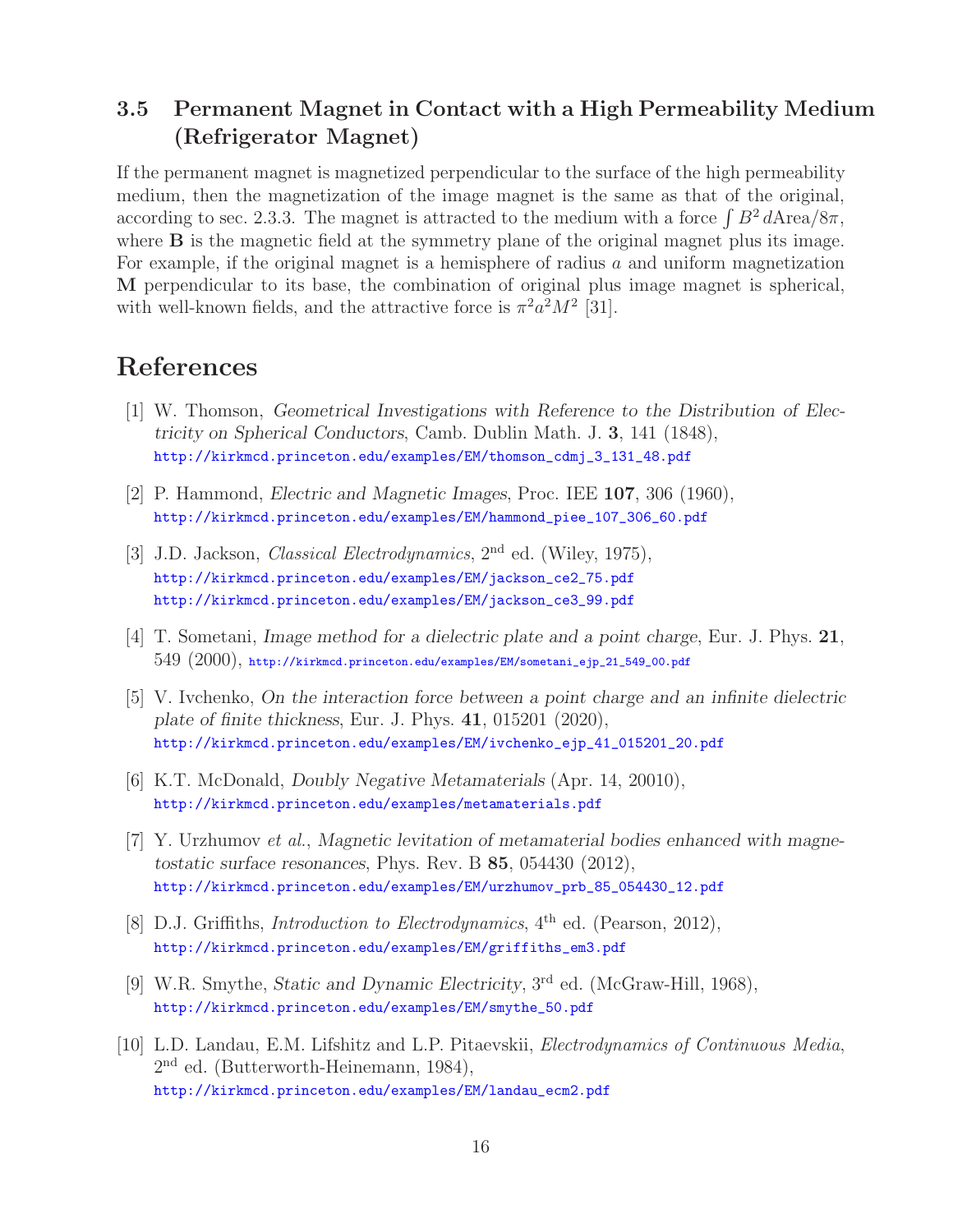### 3.5 Permanent Magnet in Contact with a High Permeability Medium (Refrigerator Magnet)

If the permanent magnet is magnetized perpendicular to the surface of the high permeability medium, then the magnetization of the image magnet is the same as that of the original, according to sec. 2.3.3. The magnet is attracted to the medium with a force $\int B^2 \, d\text{Area}/8\pi$, where $\mathbf{B}$ is the magnetic field at the symmetry plane of the original magnet plus its image. For example, if the original magnet is a hemisphere of radius $a$ and uniform magnetization $\mathbf{M}$ perpendicular to its base, the combination of original plus image magnet is spherical, with well-known fields, and the attractive force is $\pi^2 a^2 M^2$ [31].

## References

[1] W. Thomson, *Geometrical Investigations with Reference to the Distribution of Electricity on Spherical Conductors*, Camb. Dublin Math. J. **3**, 141 (1848), http://kirkmcd.princeton.edu/examples/EM/thomson_cdmj_3_131_48.pdf

[2] P. Hammond, *Electric and Magnetic Images*, Proc. IEE **107**, 306 (1960), http://kirkmcd.princeton.edu/examples/EM/hammond_piee_107_306_60.pdf

[3] J.D. Jackson, *Classical Electrodynamics*, 2nd ed. (Wiley, 1975), http://kirkmcd.princeton.edu/examples/EM/jackson_ce2_75.pdf http://kirkmcd.princeton.edu/examples/EM/jackson_ce3_99.pdf

[4] T. Sometani, *Image method for a dielectric plate and a point charge*, Eur. J. Phys. **21**, 549 (2000), http://kirkmcd.princeton.edu/examples/EM/sometani_ejp_21_549_00.pdf

[5] V. Ivchenko, *On the interaction force between a point charge and an infinite dielectric plate of finite thickness*, Eur. J. Phys. **41**, 015201 (2020), http://kirkmcd.princeton.edu/examples/EM/ivchenko_ejp_41_015201_20.pdf

[6] K.T. McDonald, *Doubly Negative Metamaterials* (Apr. 14, 20010), http://kirkmcd.princeton.edu/examples/metamaterials.pdf

[7] Y. Urzhumov *et al.*, *Magnetic levitation of metamaterial bodies enhanced with magnetostatic surface resonances*, Phys. Rev. B **85**, 054430 (2012), http://kirkmcd.princeton.edu/examples/EM/urzhumov_prb_85_054430_12.pdf

[8] D.J. Griffiths, *Introduction to Electrodynamics*, 4th ed. (Pearson, 2012), http://kirkmcd.princeton.edu/examples/EM/griffiths_em3.pdf

[9] W.R. Smythe, *Static and Dynamic Electricity*, 3rd ed. (McGraw-Hill, 1968), http://kirkmcd.princeton.edu/examples/EM/smythe_50.pdf

[10] L.D. Landau, E.M. Lifshitz and L.P. Pitaevskii, *Electrodynamics of Continuous Media*, 2nd ed. (Butterworth-Heinemann, 1984), http://kirkmcd.princeton.edu/examples/EM/landau_ecm2.pdf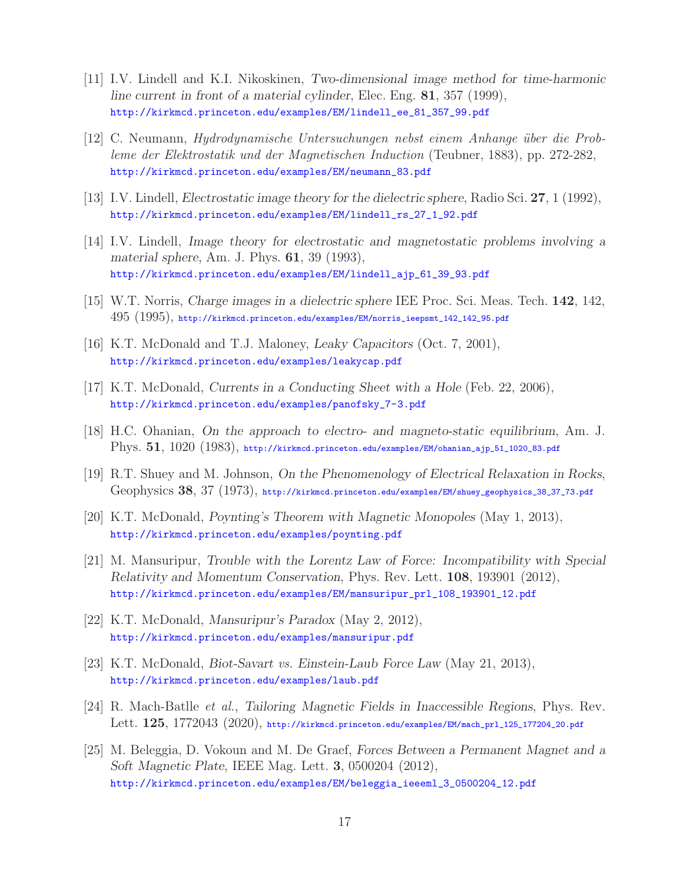[11] I.V. Lindell and K.I. Nikoskinen, *Two-dimensional image method for time-harmonic line current in front of a material cylinder*, Elec. Eng. **81**, 357 (1999),
http://kirkmcd.princeton.edu/examples/EM/lindell_ee_81_357_99.pdf

[12] C. Neumann, *Hydrodynamische Untersuchungen nebst einem Anhange über die Probleme der Elektrostatik und der Magnetischen Induction* (Teubner, 1883), pp. 272-282,
http://kirkmcd.princeton.edu/examples/EM/neumann_83.pdf

[13] I.V. Lindell, *Electrostatic image theory for the dielectric sphere*, Radio Sci. **27**, 1 (1992),
http://kirkmcd.princeton.edu/examples/EM/lindell_rs_27_1_92.pdf

[14] I.V. Lindell, *Image theory for electrostatic and magnetostatic problems involving a material sphere*, Am. J. Phys. **61**, 39 (1993),
http://kirkmcd.princeton.edu/examples/EM/lindell_ajp_61_39_93.pdf

[15] W.T. Norris, *Charge images in a dielectric sphere* IEE Proc. Sci. Meas. Tech. **142**, 142, 495 (1995), http://kirkmcd.princeton.edu/examples/EM/norris_ieepsmt_142_142_95.pdf

[16] K.T. McDonald and T.J. Maloney, *Leaky Capacitors* (Oct. 7, 2001),
http://kirkmcd.princeton.edu/examples/leakycap.pdf

[17] K.T. McDonald, *Currents in a Conducting Sheet with a Hole* (Feb. 22, 2006),
http://kirkmcd.princeton.edu/examples/panofsky_7-3.pdf

[18] H.C. Ohanian, *On the approach to electro- and magneto-static equilibrium*, Am. J. Phys. **51**, 1020 (1983), http://kirkmcd.princeton.edu/examples/EM/ohanian_ajp_51_1020_83.pdf

[19] R.T. Shuey and M. Johnson, *On the Phenomenology of Electrical Relaxation in Rocks*, Geophysics **38**, 37 (1973), http://kirkmcd.princeton.edu/examples/EM/shuey_geophysics_38_37_73.pdf

[20] K.T. McDonald, *Poynting's Theorem with Magnetic Monopoles* (May 1, 2013),
http://kirkmcd.princeton.edu/examples/poynting.pdf

[21] M. Mansuripur, *Trouble with the Lorentz Law of Force: Incompatibility with Special Relativity and Momentum Conservation*, Phys. Rev. Lett. **108**, 193901 (2012),
http://kirkmcd.princeton.edu/examples/EM/mansuripur_prl_108_193901_12.pdf

[22] K.T. McDonald, *Mansuripur's Paradox* (May 2, 2012),
http://kirkmcd.princeton.edu/examples/mansuripur.pdf

[23] K.T. McDonald, *Biot-Savart vs. Einstein-Laub Force Law* (May 21, 2013),
http://kirkmcd.princeton.edu/examples/laub.pdf

[24] R. Mach-Batlle *et al.*, *Tailoring Magnetic Fields in Inaccessible Regions*, Phys. Rev. Lett. **125**, 1772043 (2020), http://kirkmcd.princeton.edu/examples/EM/mach_prl_125_177204_20.pdf

[25] M. Beleggia, D. Vokoun and M. De Graef, *Forces Between a Permanent Magnet and a Soft Magnetic Plate*, IEEE Mag. Lett. **3**, 0500204 (2012),
http://kirkmcd.princeton.edu/examples/EM/beleggia_ieeeml_3_0500204_12.pdf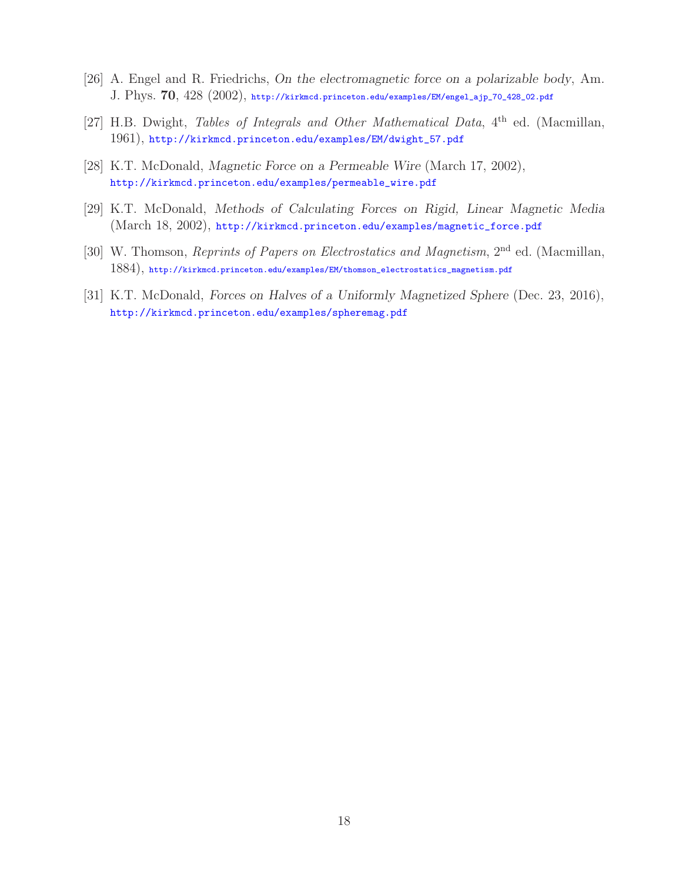[26] A. Engel and R. Friedrichs, *On the electromagnetic force on a polarizable body*, Am. J. Phys. **70**, 428 (2002), http://kirkmcd.princeton.edu/examples/EM/engel_ajp_70_428_02.pdf

[27] H.B. Dwight, *Tables of Integrals and Other Mathematical Data*, 4th ed. (Macmillan, 1961), http://kirkmcd.princeton.edu/examples/EM/dwight_57.pdf

[28] K.T. McDonald, *Magnetic Force on a Permeable Wire* (March 17, 2002), http://kirkmcd.princeton.edu/examples/permeable_wire.pdf

[29] K.T. McDonald, *Methods of Calculating Forces on Rigid, Linear Magnetic Media* (March 18, 2002), http://kirkmcd.princeton.edu/examples/magnetic_force.pdf

[30] W. Thomson, *Reprints of Papers on Electrostatics and Magnetism*, 2nd ed. (Macmillan, 1884), http://kirkmcd.princeton.edu/examples/EM/thomson_electrostatics_magnetism.pdf

[31] K.T. McDonald, *Forces on Halves of a Uniformly Magnetized Sphere* (Dec. 23, 2016), http://kirkmcd.princeton.edu/examples/spheremag.pdf